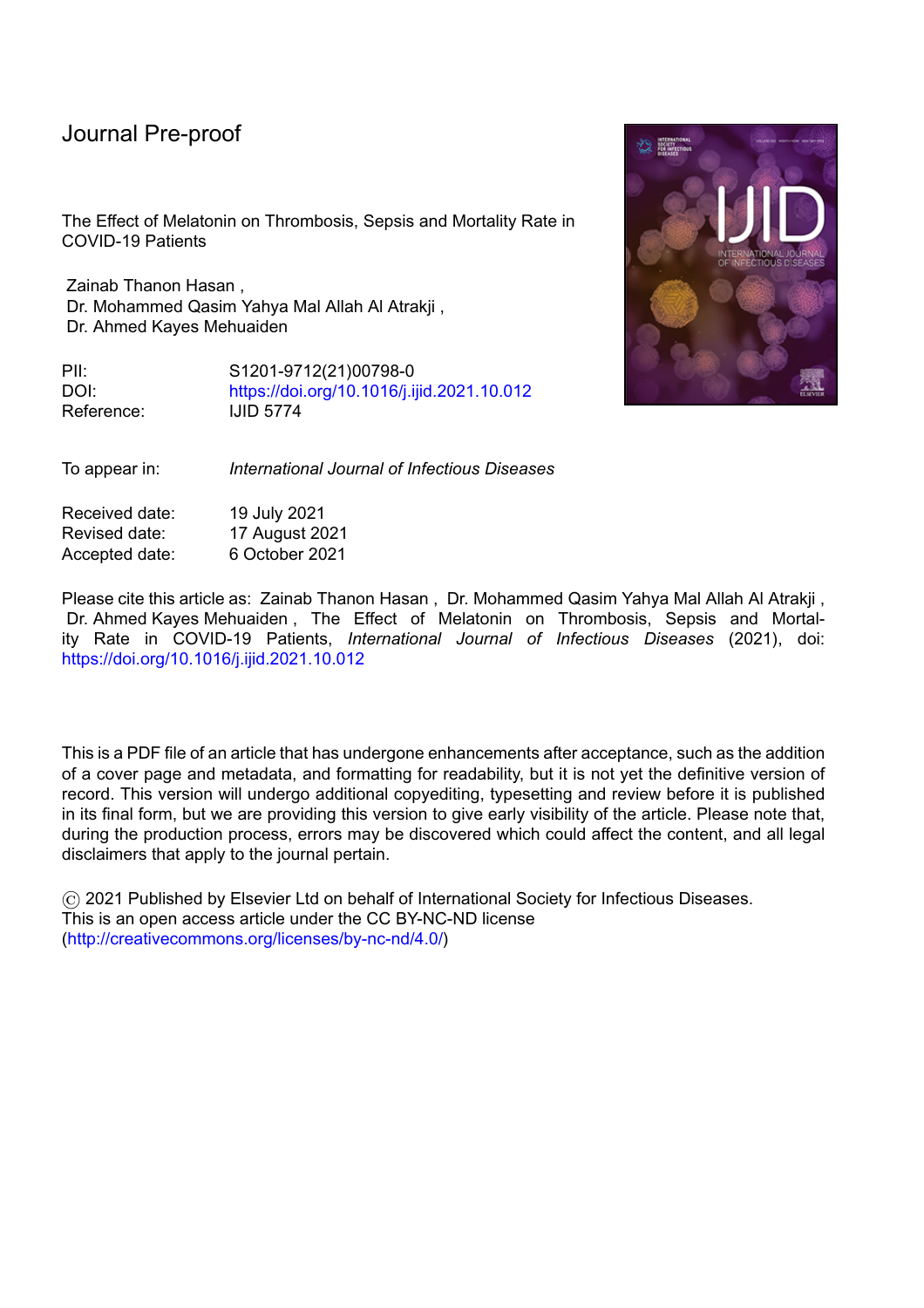Journal Pre-proof

The Effect of Melatonin on Thrombosis, Sepsis and Mortality Rate in COVID-19 Patients

Zainab Thanon Hasan ,
Dr. Mohammed Qasim Yahya Mal Allah Al Atrakji ,
Dr. Ahmed Kayes Mehuaiden

| | |
|---|---|
| PII: | S1201-9712(21)00798-0 |
| DOI: | https://doi.org/10.1016/j.ijid.2021.10.012 |
| Reference: | IJID 5774 |

To appear in: *International Journal of Infectious Diseases*

| | |
|---|---|
| Received date: | 19 July 2021 |
| Revised date: | 17 August 2021 |
| Accepted date: | 6 October 2021 |

Please cite this article as: Zainab Thanon Hasan , Dr. Mohammed Qasim Yahya Mal Allah Al Atrakji , Dr. Ahmed Kayes Mehuaiden , The Effect of Melatonin on Thrombosis, Sepsis and Mortality Rate in COVID-19 Patients, *International Journal of Infectious Diseases* (2021), doi: https://doi.org/10.1016/j.ijid.2021.10.012

This is a PDF file of an article that has undergone enhancements after acceptance, such as the addition of a cover page and metadata, and formatting for readability, but it is not yet the definitive version of record. This version will undergo additional copyediting, typesetting and review before it is published in its final form, but we are providing this version to give early visibility of the article. Please note that, during the production process, errors may be discovered which could affect the content, and all legal disclaimers that apply to the journal pertain.

© 2021 Published by Elsevier Ltd on behalf of International Society for Infectious Diseases.
This is an open access article under the CC BY-NC-ND license (http://creativecommons.org/licenses/by-nc-nd/4.0/)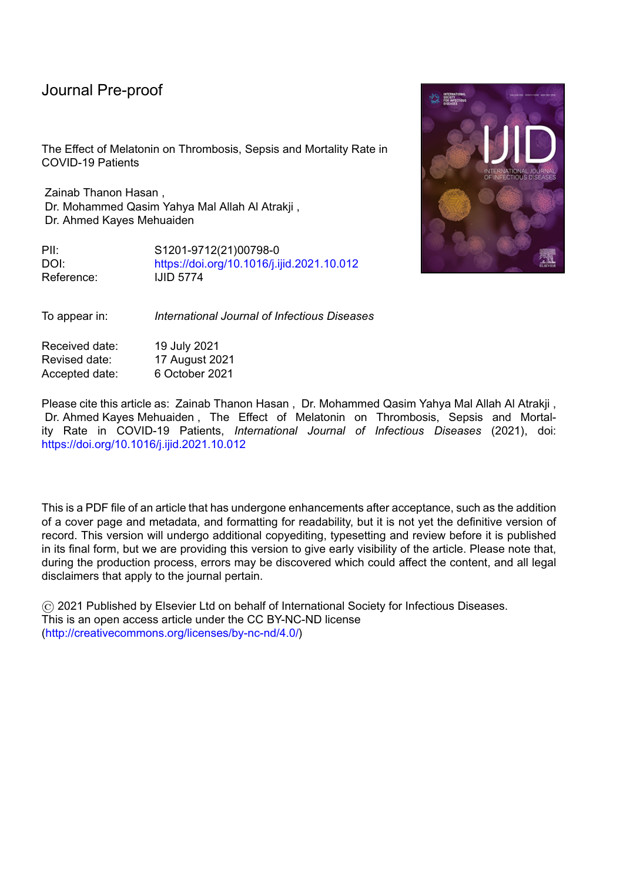Journal Pre-proof

The Effect of Melatonin on Thrombosis, Sepsis and Mortality Rate in COVID-19 Patients

Zainab Thanon Hasan ,
Dr. Mohammed Qasim Yahya Mal Allah Al Atrakji ,
Dr. Ahmed Kayes Mehuaiden

PII: S1201-9712(21)00798-0
DOI: https://doi.org/10.1016/j.ijid.2021.10.012
Reference: IJID 5774

To appear in: *International Journal of Infectious Diseases*

Received date: 19 July 2021
Revised date: 17 August 2021
Accepted date: 6 October 2021

Please cite this article as: Zainab Thanon Hasan , Dr. Mohammed Qasim Yahya Mal Allah Al Atrakji , Dr. Ahmed Kayes Mehuaiden , The Effect of Melatonin on Thrombosis, Sepsis and Mortality Rate in COVID-19 Patients, *International Journal of Infectious Diseases* (2021), doi: https://doi.org/10.1016/j.ijid.2021.10.012

This is a PDF file of an article that has undergone enhancements after acceptance, such as the addition of a cover page and metadata, and formatting for readability, but it is not yet the definitive version of record. This version will undergo additional copyediting, typesetting and review before it is published in its final form, but we are providing this version to give early visibility of the article. Please note that, during the production process, errors may be discovered which could affect the content, and all legal disclaimers that apply to the journal pertain.

© 2021 Published by Elsevier Ltd on behalf of International Society for Infectious Diseases.
This is an open access article under the CC BY-NC-ND license
(http://creativecommons.org/licenses/by-nc-nd/4.0/)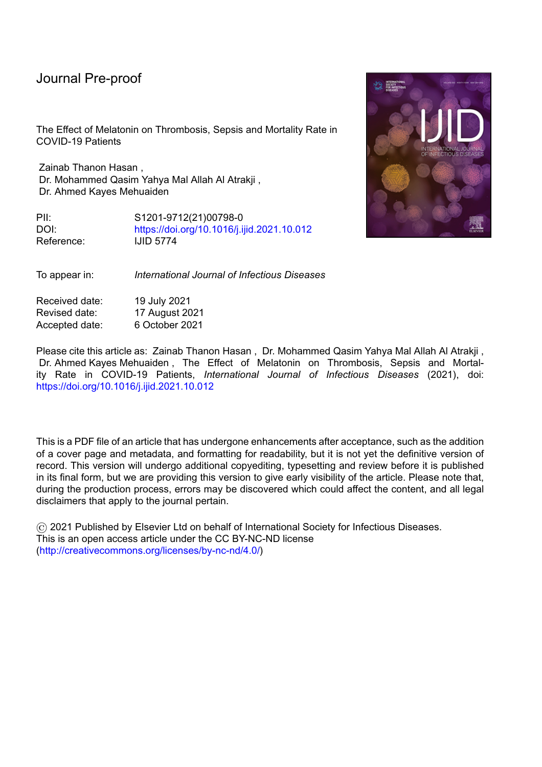Journal Pre-proof

The Effect of Melatonin on Thrombosis, Sepsis and Mortality Rate in COVID-19 Patients

Zainab Thanon Hasan ,
Dr. Mohammed Qasim Yahya Mal Allah Al Atrakji ,
Dr. Ahmed Kayes Mehuaiden

PII: S1201-9712(21)00798-0
DOI: https://doi.org/10.1016/j.ijid.2021.10.012
Reference: IJID 5774

To appear in: *International Journal of Infectious Diseases*

Received date: 19 July 2021
Revised date: 17 August 2021
Accepted date: 6 October 2021

Please cite this article as: Zainab Thanon Hasan , Dr. Mohammed Qasim Yahya Mal Allah Al Atrakji , Dr. Ahmed Kayes Mehuaiden , The Effect of Melatonin on Thrombosis, Sepsis and Mortality Rate in COVID-19 Patients, *International Journal of Infectious Diseases* (2021), doi: https://doi.org/10.1016/j.ijid.2021.10.012

This is a PDF file of an article that has undergone enhancements after acceptance, such as the addition of a cover page and metadata, and formatting for readability, but it is not yet the definitive version of record. This version will undergo additional copyediting, typesetting and review before it is published in its final form, but we are providing this version to give early visibility of the article. Please note that, during the production process, errors may be discovered which could affect the content, and all legal disclaimers that apply to the journal pertain.

© 2021 Published by Elsevier Ltd on behalf of International Society for Infectious Diseases.
This is an open access article under the CC BY-NC-ND license
(http://creativecommons.org/licenses/by-nc-nd/4.0/)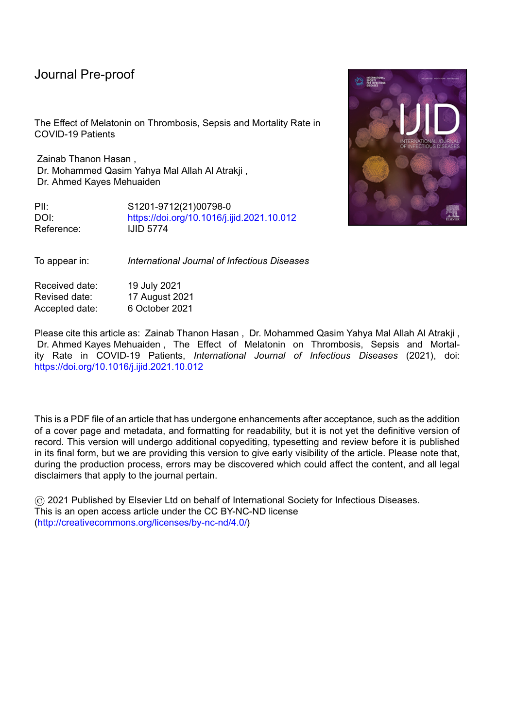Journal Pre-proof

The Effect of Melatonin on Thrombosis, Sepsis and Mortality Rate in COVID-19 Patients

Zainab Thanon Hasan ,
Dr. Mohammed Qasim Yahya Mal Allah Al Atrakji ,
Dr. Ahmed Kayes Mehuaiden

PII: S1201-9712(21)00798-0
DOI: https://doi.org/10.1016/j.ijid.2021.10.012
Reference: IJID 5774

To appear in: *International Journal of Infectious Diseases*

Received date: 19 July 2021
Revised date: 17 August 2021
Accepted date: 6 October 2021

Please cite this article as: Zainab Thanon Hasan , Dr. Mohammed Qasim Yahya Mal Allah Al Atrakji , Dr. Ahmed Kayes Mehuaiden , The Effect of Melatonin on Thrombosis, Sepsis and Mortality Rate in COVID-19 Patients, *International Journal of Infectious Diseases* (2021), doi: https://doi.org/10.1016/j.ijid.2021.10.012

This is a PDF file of an article that has undergone enhancements after acceptance, such as the addition of a cover page and metadata, and formatting for readability, but it is not yet the definitive version of record. This version will undergo additional copyediting, typesetting and review before it is published in its final form, but we are providing this version to give early visibility of the article. Please note that, during the production process, errors may be discovered which could affect the content, and all legal disclaimers that apply to the journal pertain.

© 2021 Published by Elsevier Ltd on behalf of International Society for Infectious Diseases.
This is an open access article under the CC BY-NC-ND license
(http://creativecommons.org/licenses/by-nc-nd/4.0/)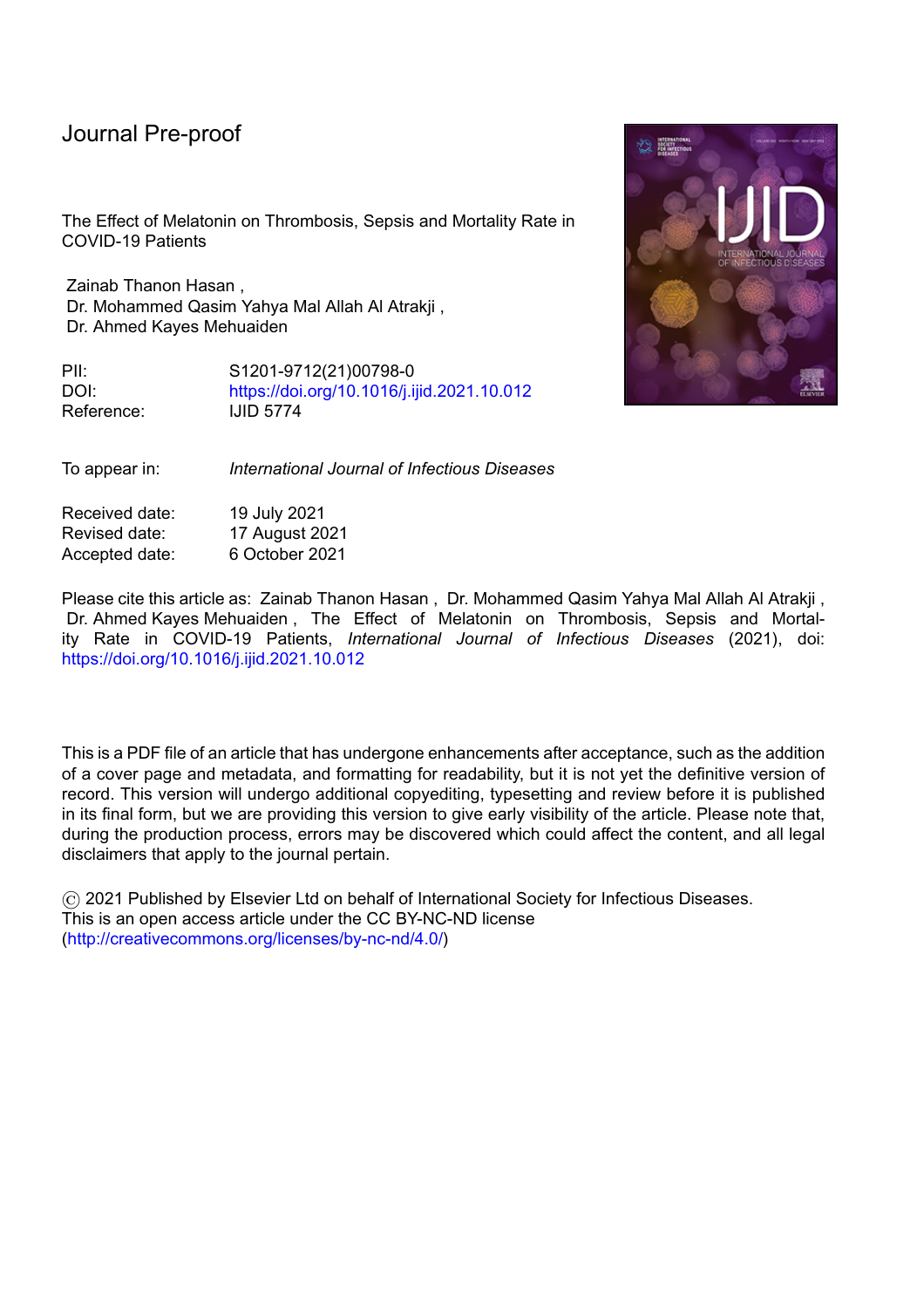Journal Pre-proof

The Effect of Melatonin on Thrombosis, Sepsis and Mortality Rate in COVID-19 Patients

Zainab Thanon Hasan ,
Dr. Mohammed Qasim Yahya Mal Allah Al Atrakji ,
Dr. Ahmed Kayes Mehuaiden

PII: S1201-9712(21)00798-0
DOI: https://doi.org/10.1016/j.ijid.2021.10.012
Reference: IJID 5774

To appear in: *International Journal of Infectious Diseases*

Received date: 19 July 2021
Revised date: 17 August 2021
Accepted date: 6 October 2021

Please cite this article as: Zainab Thanon Hasan , Dr. Mohammed Qasim Yahya Mal Allah Al Atrakji , Dr. Ahmed Kayes Mehuaiden , The Effect of Melatonin on Thrombosis, Sepsis and Mortality Rate in COVID-19 Patients, *International Journal of Infectious Diseases* (2021), doi: https://doi.org/10.1016/j.ijid.2021.10.012

This is a PDF file of an article that has undergone enhancements after acceptance, such as the addition of a cover page and metadata, and formatting for readability, but it is not yet the definitive version of record. This version will undergo additional copyediting, typesetting and review before it is published in its final form, but we are providing this version to give early visibility of the article. Please note that, during the production process, errors may be discovered which could affect the content, and all legal disclaimers that apply to the journal pertain.

© 2021 Published by Elsevier Ltd on behalf of International Society for Infectious Diseases.
This is an open access article under the CC BY-NC-ND license
(http://creativecommons.org/licenses/by-nc-nd/4.0/)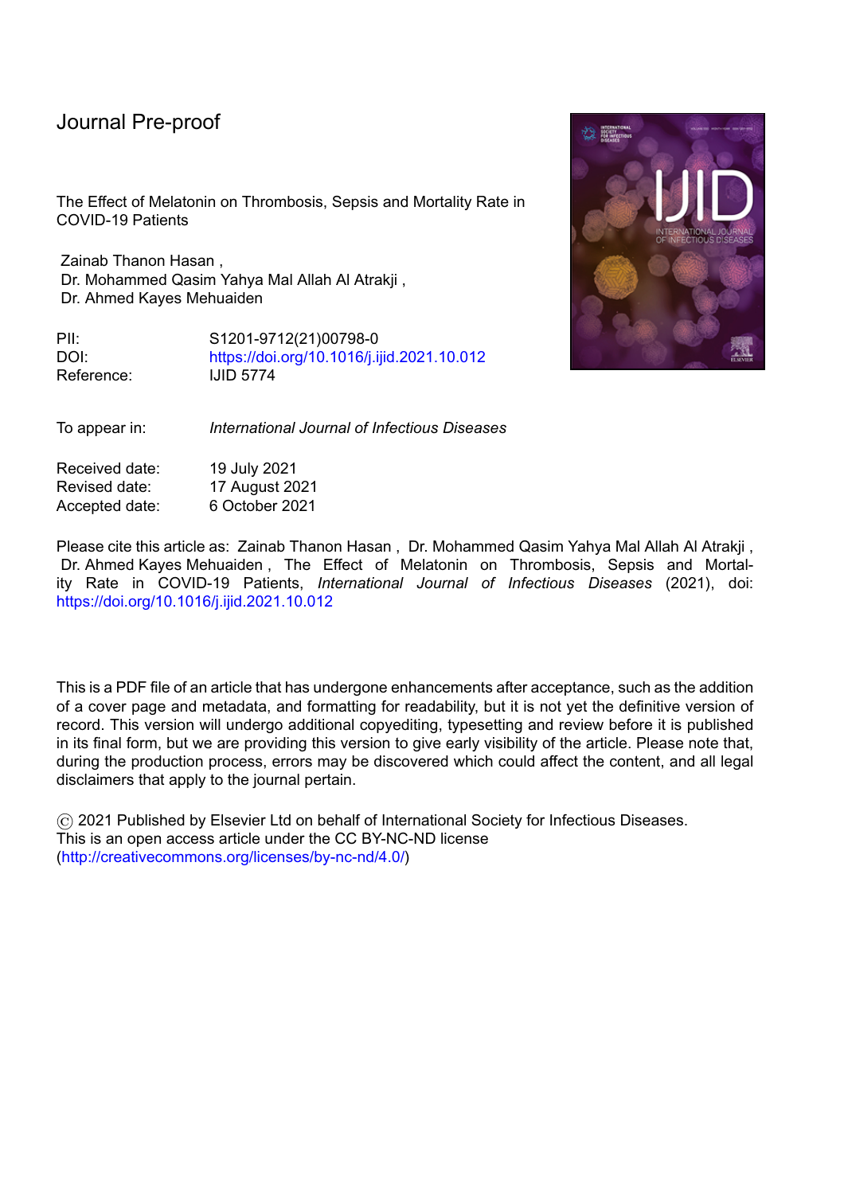Journal Pre-proof

The Effect of Melatonin on Thrombosis, Sepsis and Mortality Rate in COVID-19 Patients

Zainab Thanon Hasan ,
Dr. Mohammed Qasim Yahya Mal Allah Al Atrakji ,
Dr. Ahmed Kayes Mehuaiden

PII: S1201-9712(21)00798-0
DOI: https://doi.org/10.1016/j.ijid.2021.10.012
Reference: IJID 5774

To appear in: *International Journal of Infectious Diseases*

Received date: 19 July 2021
Revised date: 17 August 2021
Accepted date: 6 October 2021

Please cite this article as: Zainab Thanon Hasan , Dr. Mohammed Qasim Yahya Mal Allah Al Atrakji , Dr. Ahmed Kayes Mehuaiden , The Effect of Melatonin on Thrombosis, Sepsis and Mortality Rate in COVID-19 Patients, *International Journal of Infectious Diseases* (2021), doi: https://doi.org/10.1016/j.ijid.2021.10.012

This is a PDF file of an article that has undergone enhancements after acceptance, such as the addition of a cover page and metadata, and formatting for readability, but it is not yet the definitive version of record. This version will undergo additional copyediting, typesetting and review before it is published in its final form, but we are providing this version to give early visibility of the article. Please note that, during the production process, errors may be discovered which could affect the content, and all legal disclaimers that apply to the journal pertain.

© 2021 Published by Elsevier Ltd on behalf of International Society for Infectious Diseases.
This is an open access article under the CC BY-NC-ND license
(http://creativecommons.org/licenses/by-nc-nd/4.0/)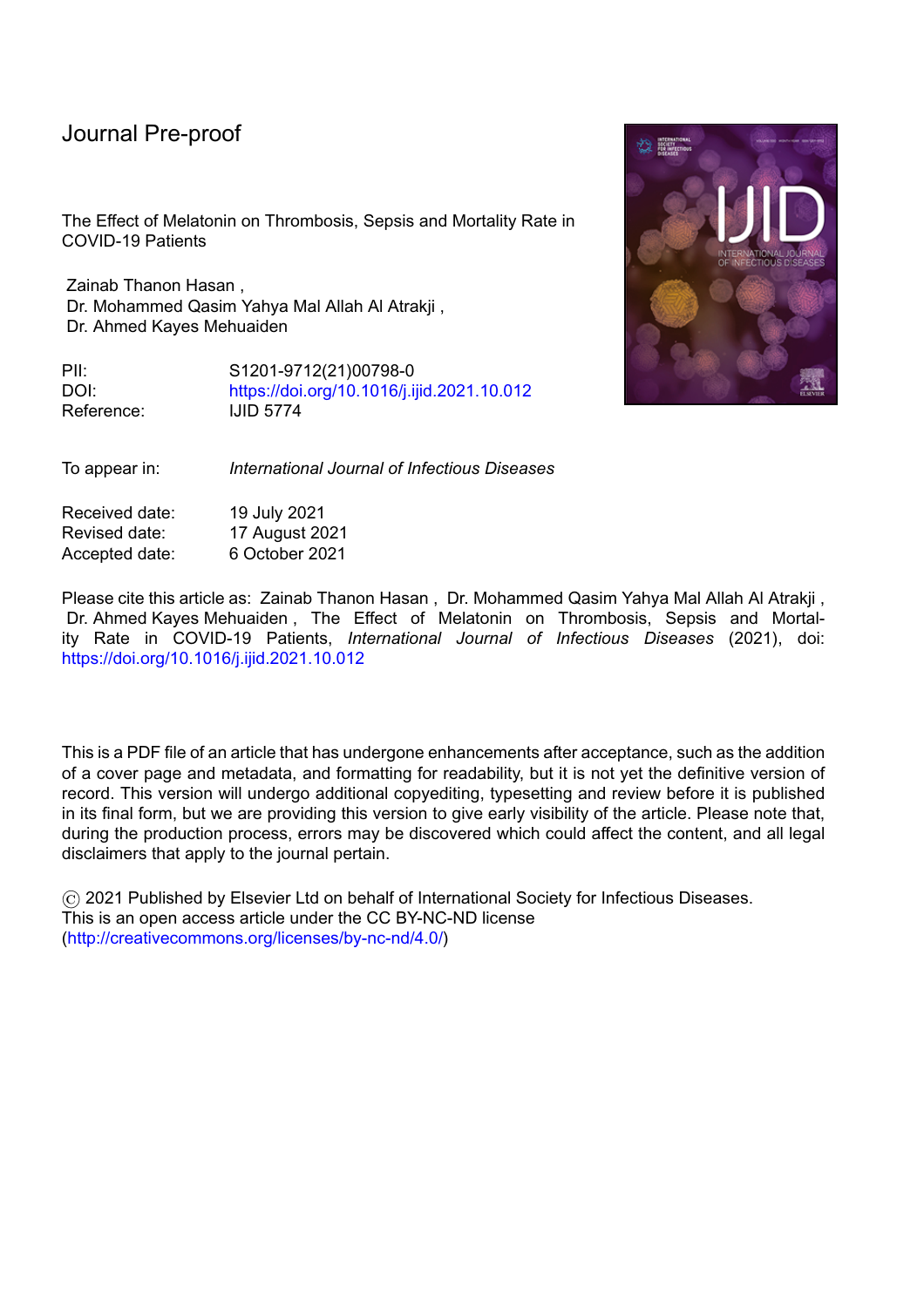Journal Pre-proof

The Effect of Melatonin on Thrombosis, Sepsis and Mortality Rate in COVID-19 Patients

Zainab Thanon Hasan ,
Dr. Mohammed Qasim Yahya Mal Allah Al Atrakji ,
Dr. Ahmed Kayes Mehuaiden

PII: S1201-9712(21)00798-0
DOI: https://doi.org/10.1016/j.ijid.2021.10.012
Reference: IJID 5774

To appear in: *International Journal of Infectious Diseases*

Received date: 19 July 2021
Revised date: 17 August 2021
Accepted date: 6 October 2021

Please cite this article as: Zainab Thanon Hasan , Dr. Mohammed Qasim Yahya Mal Allah Al Atrakji , Dr. Ahmed Kayes Mehuaiden , The Effect of Melatonin on Thrombosis, Sepsis and Mortality Rate in COVID-19 Patients, *International Journal of Infectious Diseases* (2021), doi: https://doi.org/10.1016/j.ijid.2021.10.012

This is a PDF file of an article that has undergone enhancements after acceptance, such as the addition of a cover page and metadata, and formatting for readability, but it is not yet the definitive version of record. This version will undergo additional copyediting, typesetting and review before it is published in its final form, but we are providing this version to give early visibility of the article. Please note that, during the production process, errors may be discovered which could affect the content, and all legal disclaimers that apply to the journal pertain.

© 2021 Published by Elsevier Ltd on behalf of International Society for Infectious Diseases.
This is an open access article under the CC BY-NC-ND license
(http://creativecommons.org/licenses/by-nc-nd/4.0/)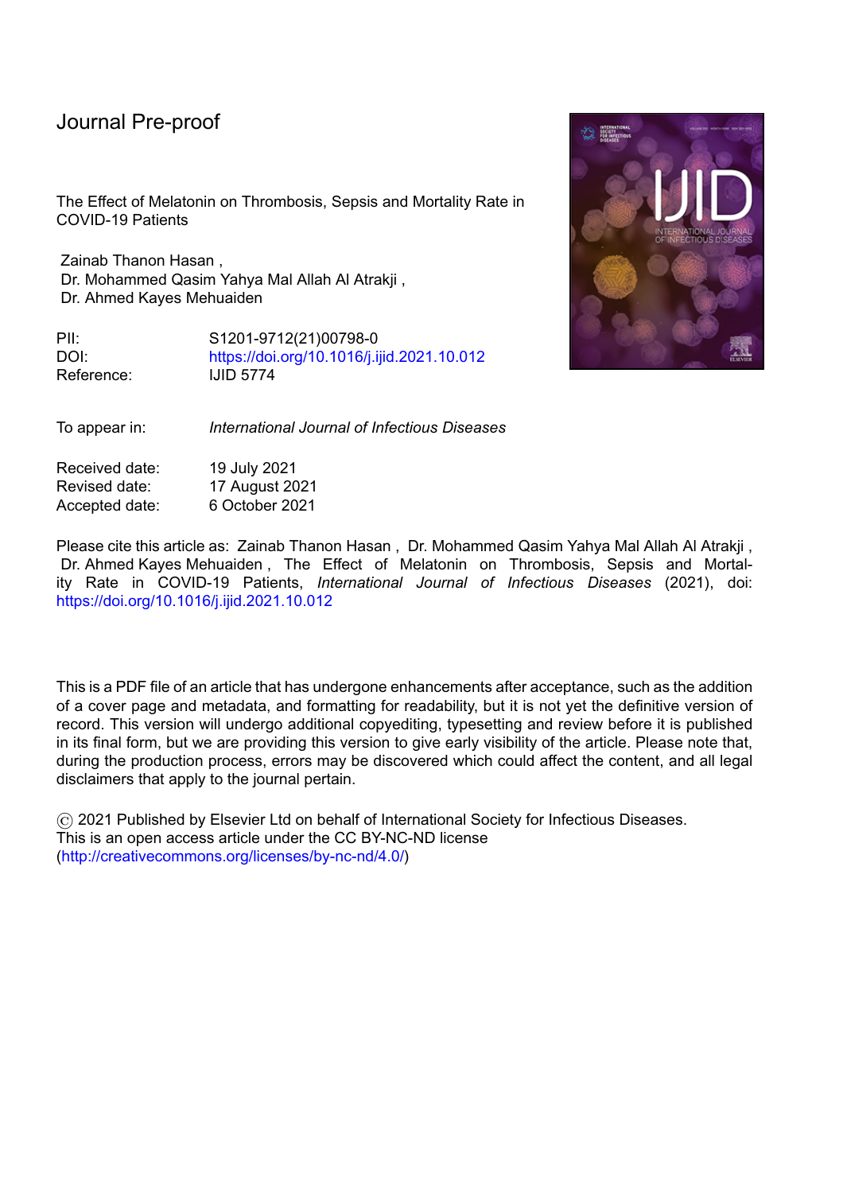Journal Pre-proof

The Effect of Melatonin on Thrombosis, Sepsis and Mortality Rate in COVID-19 Patients

Zainab Thanon Hasan ,
Dr. Mohammed Qasim Yahya Mal Allah Al Atrakji ,
Dr. Ahmed Kayes Mehuaiden

PII: S1201-9712(21)00798-0
DOI: https://doi.org/10.1016/j.ijid.2021.10.012
Reference: IJID 5774

To appear in: *International Journal of Infectious Diseases*

Received date: 19 July 2021
Revised date: 17 August 2021
Accepted date: 6 October 2021

Please cite this article as: Zainab Thanon Hasan , Dr. Mohammed Qasim Yahya Mal Allah Al Atrakji , Dr. Ahmed Kayes Mehuaiden , The Effect of Melatonin on Thrombosis, Sepsis and Mortality Rate in COVID-19 Patients, *International Journal of Infectious Diseases* (2021), doi: https://doi.org/10.1016/j.ijid.2021.10.012

This is a PDF file of an article that has undergone enhancements after acceptance, such as the addition of a cover page and metadata, and formatting for readability, but it is not yet the definitive version of record. This version will undergo additional copyediting, typesetting and review before it is published in its final form, but we are providing this version to give early visibility of the article. Please note that, during the production process, errors may be discovered which could affect the content, and all legal disclaimers that apply to the journal pertain.

© 2021 Published by Elsevier Ltd on behalf of International Society for Infectious Diseases.
This is an open access article under the CC BY-NC-ND license
(http://creativecommons.org/licenses/by-nc-nd/4.0/)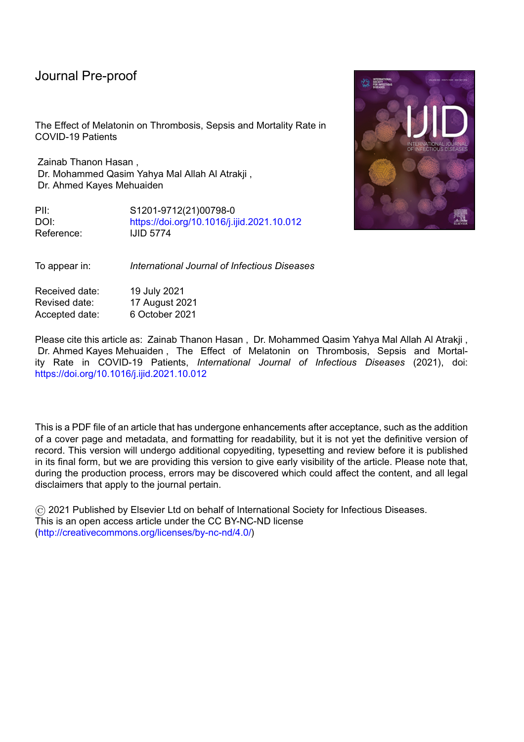# Journal Pre-proof

The Effect of Melatonin on Thrombosis, Sepsis and Mortality Rate in COVID-19 Patients

Zainab Thanon Hasan ,
Dr. Mohammed Qasim Yahya Mal Allah Al Atrakji ,
Dr. Ahmed Kayes Mehuaiden

| | |
|---|---|
| PII: | S1201-9712(21)00798-0 |
| DOI: | https://doi.org/10.1016/j.ijid.2021.10.012 |
| Reference: | IJID 5774 |

| | |
|---|---|
| To appear in: | *International Journal of Infectious Diseases* |

| | |
|---|---|
| Received date: | 19 July 2021 |
| Revised date: | 17 August 2021 |
| Accepted date: | 6 October 2021 |

Please cite this article as: Zainab Thanon Hasan , Dr. Mohammed Qasim Yahya Mal Allah Al Atrakji , Dr. Ahmed Kayes Mehuaiden , The Effect of Melatonin on Thrombosis, Sepsis and Mortality Rate in COVID-19 Patients, *International Journal of Infectious Diseases* (2021), doi: https://doi.org/10.1016/j.ijid.2021.10.012

This is a PDF file of an article that has undergone enhancements after acceptance, such as the addition of a cover page and metadata, and formatting for readability, but it is not yet the definitive version of record. This version will undergo additional copyediting, typesetting and review before it is published in its final form, but we are providing this version to give early visibility of the article. Please note that, during the production process, errors may be discovered which could affect the content, and all legal disclaimers that apply to the journal pertain.

© 2021 Published by Elsevier Ltd on behalf of International Society for Infectious Diseases.
This is an open access article under the CC BY-NC-ND license
(http://creativecommons.org/licenses/by-nc-nd/4.0/)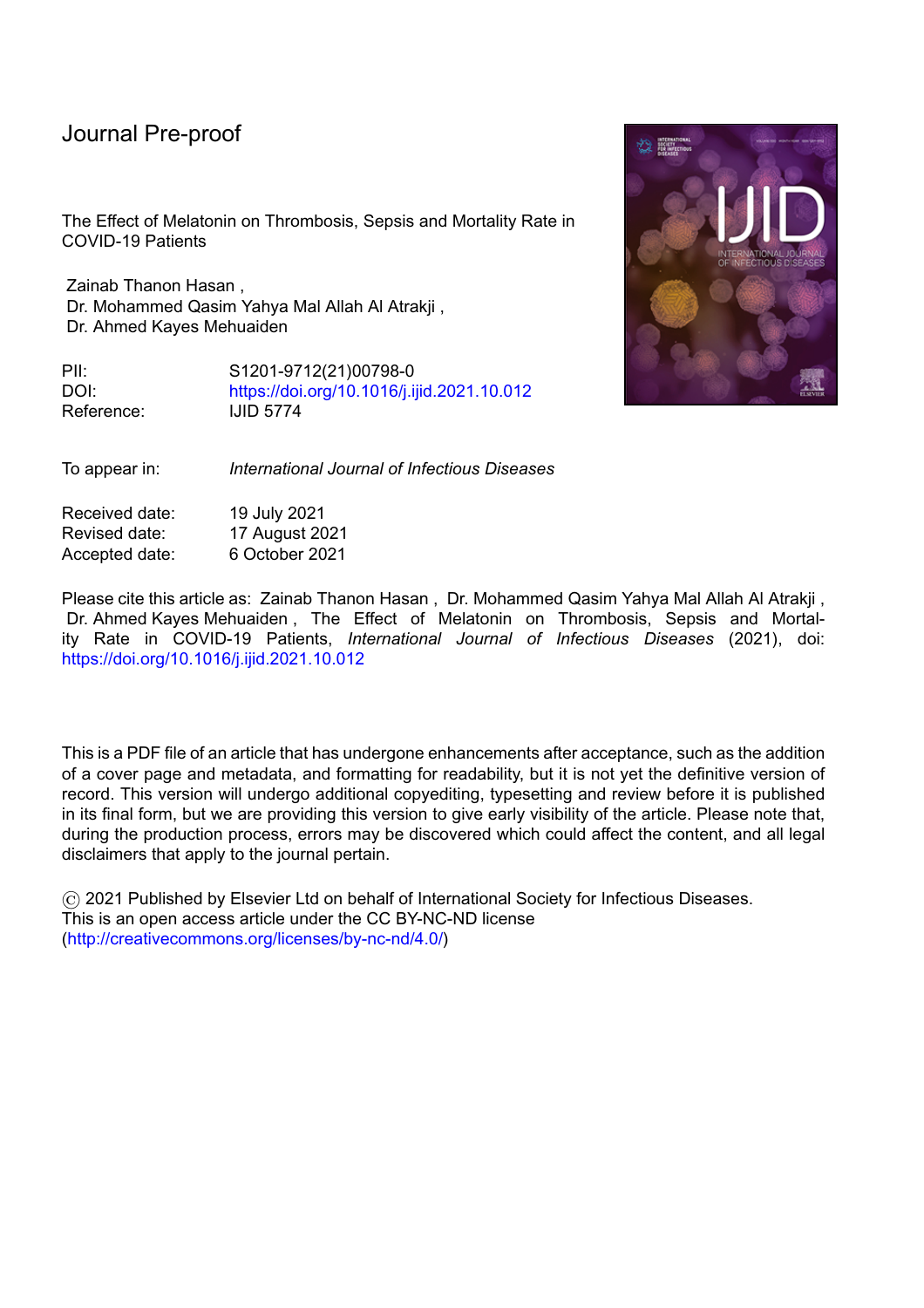Journal Pre-proof

The Effect of Melatonin on Thrombosis, Sepsis and Mortality Rate in COVID-19 Patients

Zainab Thanon Hasan ,
Dr. Mohammed Qasim Yahya Mal Allah Al Atrakji ,
Dr. Ahmed Kayes Mehuaiden

PII: S1201-9712(21)00798-0
DOI: https://doi.org/10.1016/j.ijid.2021.10.012
Reference: IJID 5774

To appear in: *International Journal of Infectious Diseases*

Received date: 19 July 2021
Revised date: 17 August 2021
Accepted date: 6 October 2021

Please cite this article as: Zainab Thanon Hasan , Dr. Mohammed Qasim Yahya Mal Allah Al Atrakji , Dr. Ahmed Kayes Mehuaiden , The Effect of Melatonin on Thrombosis, Sepsis and Mortality Rate in COVID-19 Patients, *International Journal of Infectious Diseases* (2021), doi: https://doi.org/10.1016/j.ijid.2021.10.012

This is a PDF file of an article that has undergone enhancements after acceptance, such as the addition of a cover page and metadata, and formatting for readability, but it is not yet the definitive version of record. This version will undergo additional copyediting, typesetting and review before it is published in its final form, but we are providing this version to give early visibility of the article. Please note that, during the production process, errors may be discovered which could affect the content, and all legal disclaimers that apply to the journal pertain.

© 2021 Published by Elsevier Ltd on behalf of International Society for Infectious Diseases.
This is an open access article under the CC BY-NC-ND license
(http://creativecommons.org/licenses/by-nc-nd/4.0/)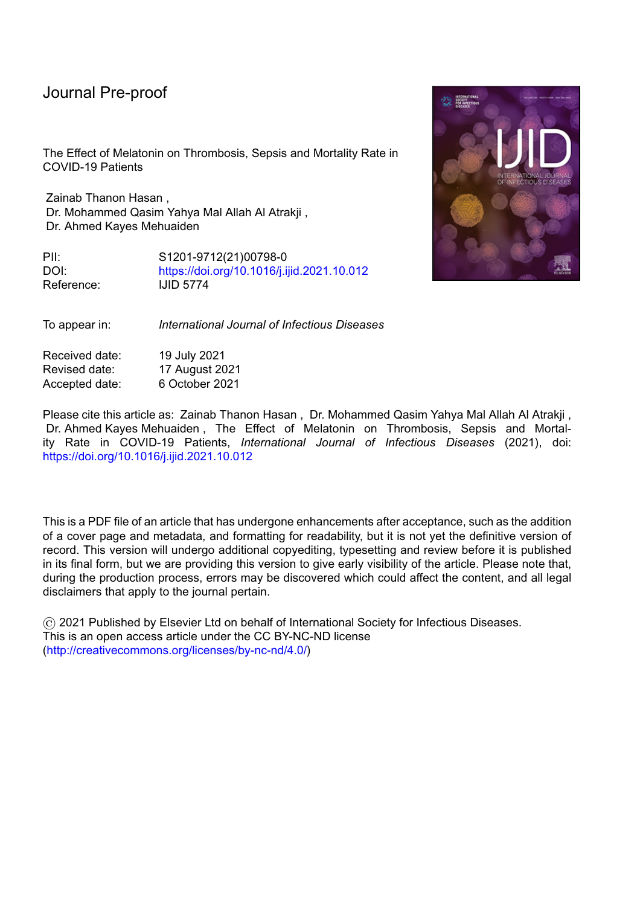Journal Pre-proof

The Effect of Melatonin on Thrombosis, Sepsis and Mortality Rate in COVID-19 Patients

Zainab Thanon Hasan ,
Dr. Mohammed Qasim Yahya Mal Allah Al Atrakji ,
Dr. Ahmed Kayes Mehuaiden

PII: S1201-9712(21)00798-0
DOI: https://doi.org/10.1016/j.ijid.2021.10.012
Reference: IJID 5774

To appear in: *International Journal of Infectious Diseases*

Received date: 19 July 2021
Revised date: 17 August 2021
Accepted date: 6 October 2021

Please cite this article as: Zainab Thanon Hasan , Dr. Mohammed Qasim Yahya Mal Allah Al Atrakji , Dr. Ahmed Kayes Mehuaiden , The Effect of Melatonin on Thrombosis, Sepsis and Mortality Rate in COVID-19 Patients, *International Journal of Infectious Diseases* (2021), doi: https://doi.org/10.1016/j.ijid.2021.10.012

This is a PDF file of an article that has undergone enhancements after acceptance, such as the addition of a cover page and metadata, and formatting for readability, but it is not yet the definitive version of record. This version will undergo additional copyediting, typesetting and review before it is published in its final form, but we are providing this version to give early visibility of the article. Please note that, during the production process, errors may be discovered which could affect the content, and all legal disclaimers that apply to the journal pertain.

© 2021 Published by Elsevier Ltd on behalf of International Society for Infectious Diseases. This is an open access article under the CC BY-NC-ND license (http://creativecommons.org/licenses/by-nc-nd/4.0/)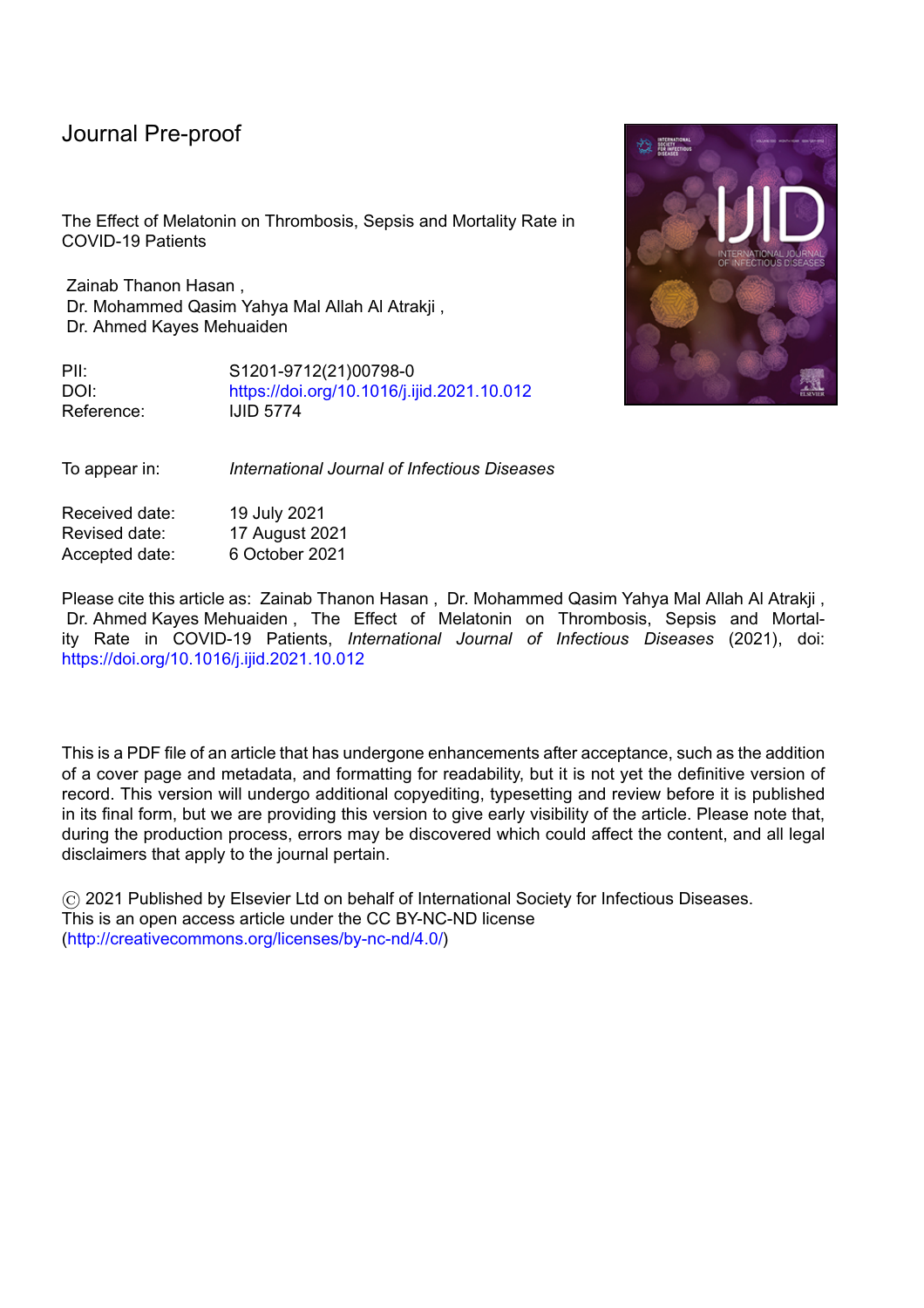Journal Pre-proof

The Effect of Melatonin on Thrombosis, Sepsis and Mortality Rate in COVID-19 Patients

Zainab Thanon Hasan ,
Dr. Mohammed Qasim Yahya Mal Allah Al Atrakji ,
Dr. Ahmed Kayes Mehuaiden

PII: S1201-9712(21)00798-0
DOI: https://doi.org/10.1016/j.ijid.2021.10.012
Reference: IJID 5774

To appear in: *International Journal of Infectious Diseases*

Received date: 19 July 2021
Revised date: 17 August 2021
Accepted date: 6 October 2021

Please cite this article as: Zainab Thanon Hasan , Dr. Mohammed Qasim Yahya Mal Allah Al Atrakji , Dr. Ahmed Kayes Mehuaiden , The Effect of Melatonin on Thrombosis, Sepsis and Mortality Rate in COVID-19 Patients, *International Journal of Infectious Diseases* (2021), doi: https://doi.org/10.1016/j.ijid.2021.10.012

This is a PDF file of an article that has undergone enhancements after acceptance, such as the addition of a cover page and metadata, and formatting for readability, but it is not yet the definitive version of record. This version will undergo additional copyediting, typesetting and review before it is published in its final form, but we are providing this version to give early visibility of the article. Please note that, during the production process, errors may be discovered which could affect the content, and all legal disclaimers that apply to the journal pertain.

© 2021 Published by Elsevier Ltd on behalf of International Society for Infectious Diseases.
This is an open access article under the CC BY-NC-ND license
(http://creativecommons.org/licenses/by-nc-nd/4.0/)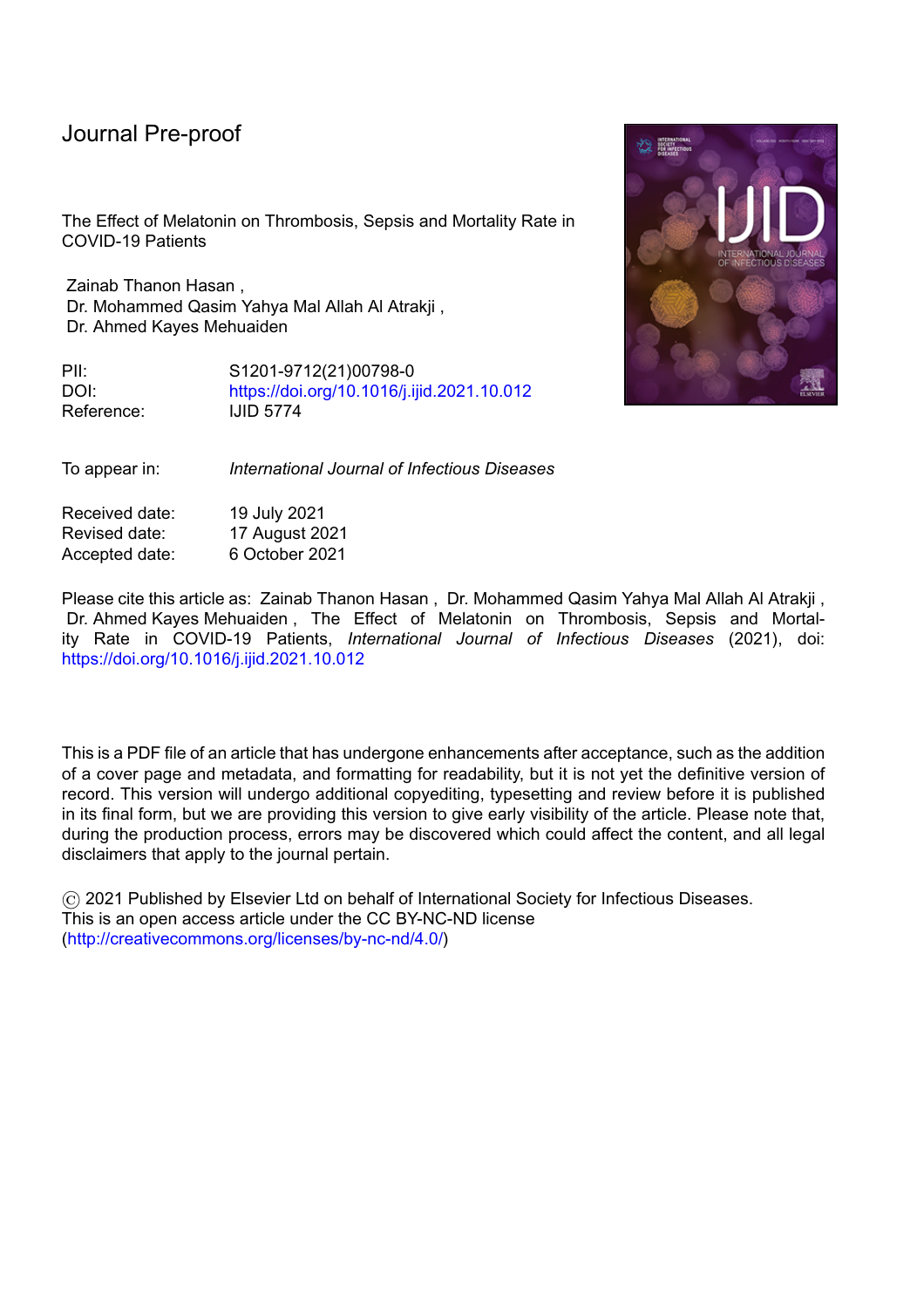Journal Pre-proof

The Effect of Melatonin on Thrombosis, Sepsis and Mortality Rate in COVID-19 Patients

Zainab Thanon Hasan ,
Dr. Mohammed Qasim Yahya Mal Allah Al Atrakji ,
Dr. Ahmed Kayes Mehuaiden

PII: S1201-9712(21)00798-0
DOI: https://doi.org/10.1016/j.ijid.2021.10.012
Reference: IJID 5774

To appear in: *International Journal of Infectious Diseases*

Received date: 19 July 2021
Revised date: 17 August 2021
Accepted date: 6 October 2021

Please cite this article as: Zainab Thanon Hasan , Dr. Mohammed Qasim Yahya Mal Allah Al Atrakji , Dr. Ahmed Kayes Mehuaiden , The Effect of Melatonin on Thrombosis, Sepsis and Mortality Rate in COVID-19 Patients, *International Journal of Infectious Diseases* (2021), doi: https://doi.org/10.1016/j.ijid.2021.10.012

This is a PDF file of an article that has undergone enhancements after acceptance, such as the addition of a cover page and metadata, and formatting for readability, but it is not yet the definitive version of record. This version will undergo additional copyediting, typesetting and review before it is published in its final form, but we are providing this version to give early visibility of the article. Please note that, during the production process, errors may be discovered which could affect the content, and all legal disclaimers that apply to the journal pertain.

© 2021 Published by Elsevier Ltd on behalf of International Society for Infectious Diseases.
This is an open access article under the CC BY-NC-ND license
(http://creativecommons.org/licenses/by-nc-nd/4.0/)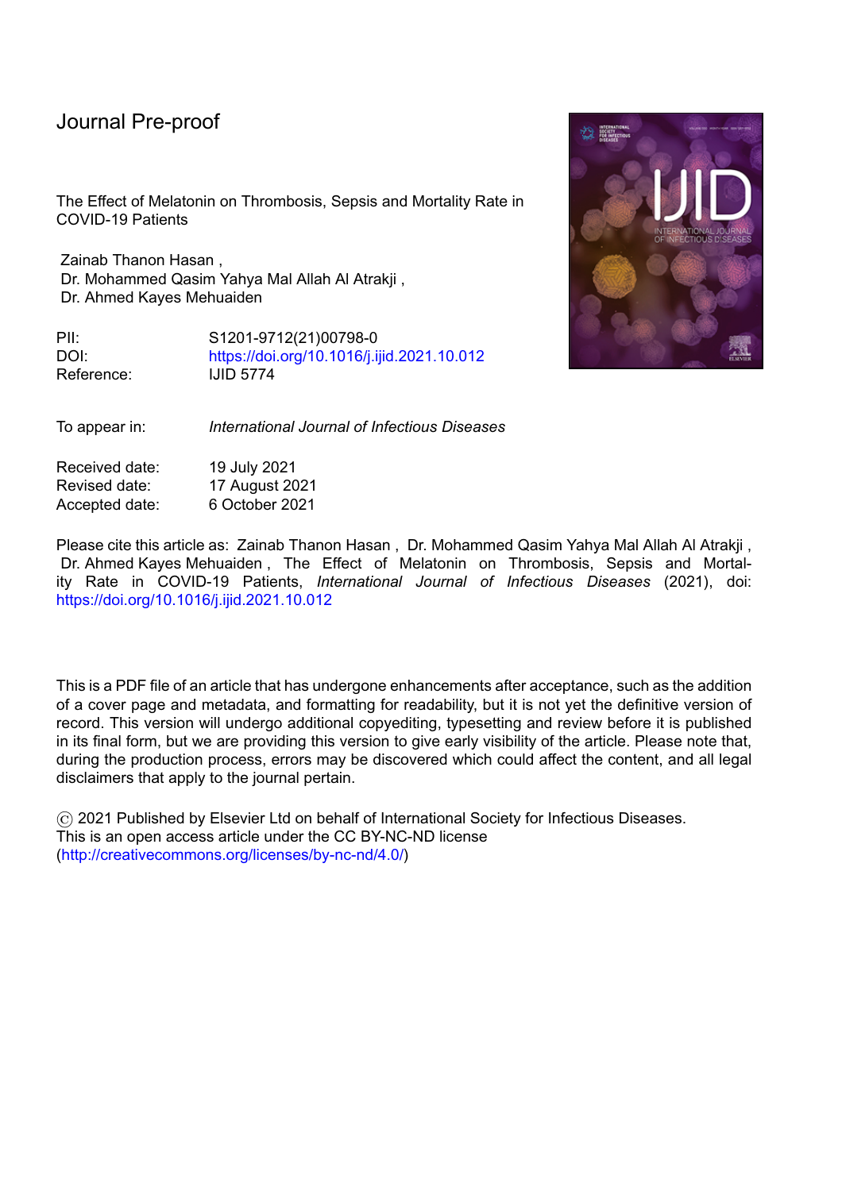Journal Pre-proof

The Effect of Melatonin on Thrombosis, Sepsis and Mortality Rate in COVID-19 Patients

Zainab Thanon Hasan ,
Dr. Mohammed Qasim Yahya Mal Allah Al Atrakji ,
Dr. Ahmed Kayes Mehuaiden

PII: S1201-9712(21)00798-0
DOI: https://doi.org/10.1016/j.ijid.2021.10.012
Reference: IJID 5774

To appear in: *International Journal of Infectious Diseases*

Received date: 19 July 2021
Revised date: 17 August 2021
Accepted date: 6 October 2021

Please cite this article as: Zainab Thanon Hasan , Dr. Mohammed Qasim Yahya Mal Allah Al Atrakji , Dr. Ahmed Kayes Mehuaiden , The Effect of Melatonin on Thrombosis, Sepsis and Mortality Rate in COVID-19 Patients, *International Journal of Infectious Diseases* (2021), doi: https://doi.org/10.1016/j.ijid.2021.10.012

This is a PDF file of an article that has undergone enhancements after acceptance, such as the addition of a cover page and metadata, and formatting for readability, but it is not yet the definitive version of record. This version will undergo additional copyediting, typesetting and review before it is published in its final form, but we are providing this version to give early visibility of the article. Please note that, during the production process, errors may be discovered which could affect the content, and all legal disclaimers that apply to the journal pertain.

© 2021 Published by Elsevier Ltd on behalf of International Society for Infectious Diseases.
This is an open access article under the CC BY-NC-ND license
(http://creativecommons.org/licenses/by-nc-nd/4.0/)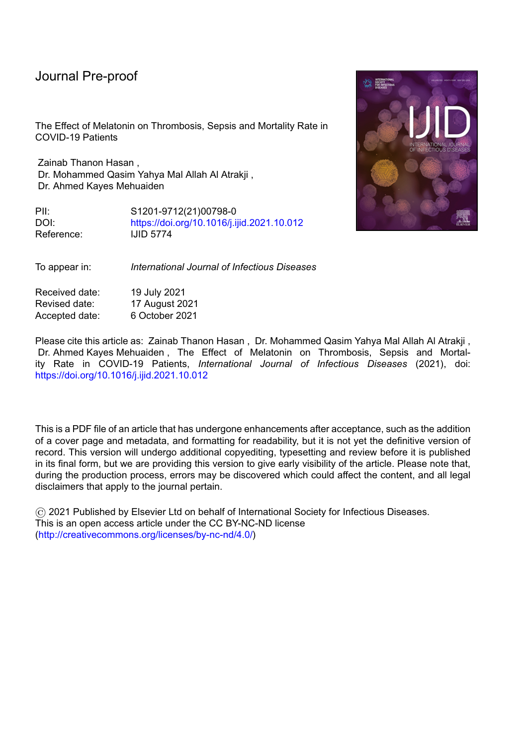Journal Pre-proof

The Effect of Melatonin on Thrombosis, Sepsis and Mortality Rate in COVID-19 Patients

Zainab Thanon Hasan ,
Dr. Mohammed Qasim Yahya Mal Allah Al Atrakji ,
Dr. Ahmed Kayes Mehuaiden

PII: S1201-9712(21)00798-0
DOI: https://doi.org/10.1016/j.ijid.2021.10.012
Reference: IJID 5774

To appear in: *International Journal of Infectious Diseases*

Received date: 19 July 2021
Revised date: 17 August 2021
Accepted date: 6 October 2021

Please cite this article as: Zainab Thanon Hasan , Dr. Mohammed Qasim Yahya Mal Allah Al Atrakji , Dr. Ahmed Kayes Mehuaiden , The Effect of Melatonin on Thrombosis, Sepsis and Mortality Rate in COVID-19 Patients, *International Journal of Infectious Diseases* (2021), doi: https://doi.org/10.1016/j.ijid.2021.10.012

This is a PDF file of an article that has undergone enhancements after acceptance, such as the addition of a cover page and metadata, and formatting for readability, but it is not yet the definitive version of record. This version will undergo additional copyediting, typesetting and review before it is published in its final form, but we are providing this version to give early visibility of the article. Please note that, during the production process, errors may be discovered which could affect the content, and all legal disclaimers that apply to the journal pertain.

© 2021 Published by Elsevier Ltd on behalf of International Society for Infectious Diseases.
This is an open access article under the CC BY-NC-ND license
(http://creativecommons.org/licenses/by-nc-nd/4.0/)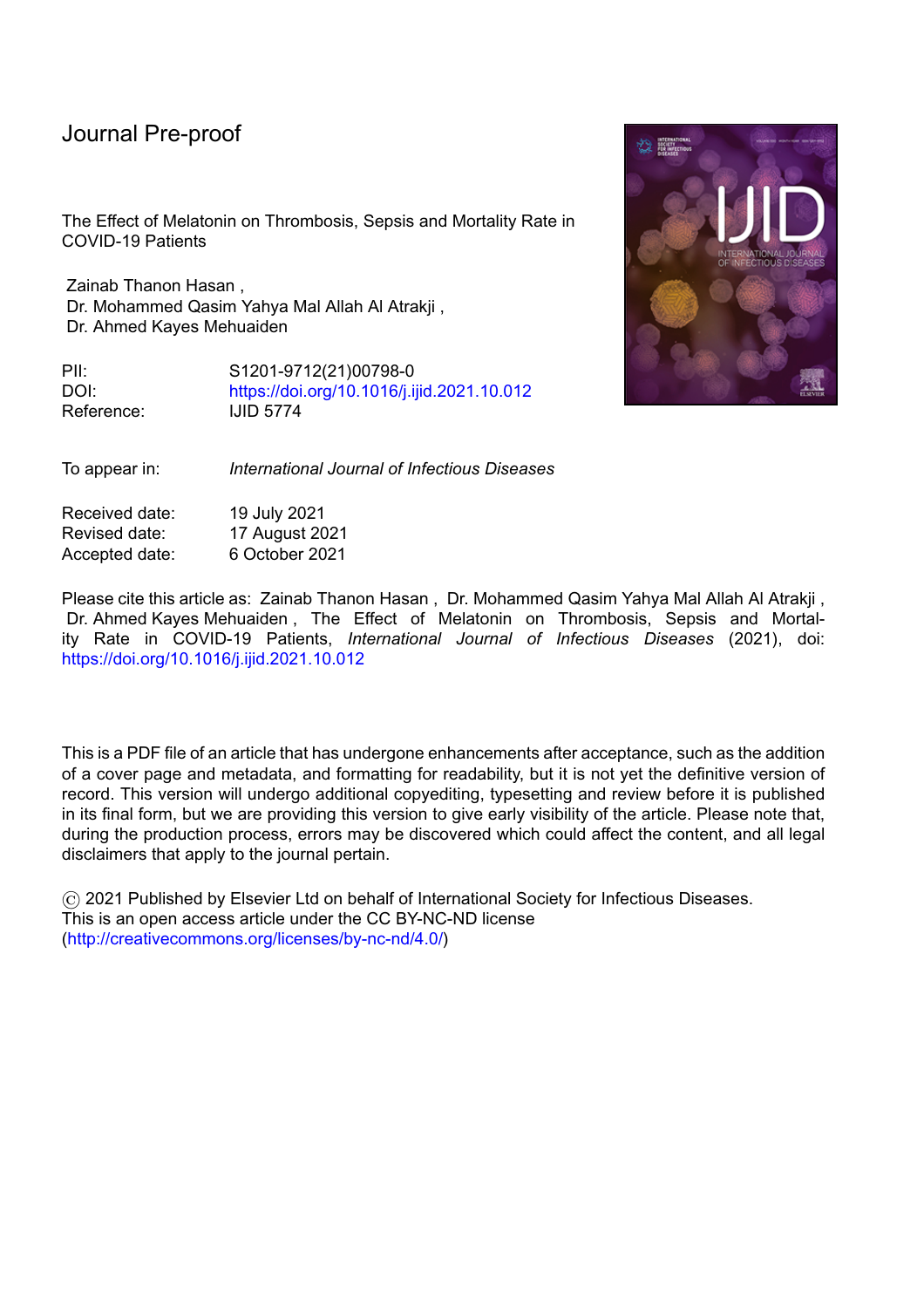# Journal Pre-proof

The Effect of Melatonin on Thrombosis, Sepsis and Mortality Rate in COVID-19 Patients

Zainab Thanon Hasan ,
Dr. Mohammed Qasim Yahya Mal Allah Al Atrakji ,
Dr. Ahmed Kayes Mehuaiden

| | |
|---|---|
| PII: | S1201-9712(21)00798-0 |
| DOI: | https://doi.org/10.1016/j.ijid.2021.10.012 |
| Reference: | IJID 5774 |

| | |
|---|---|
| To appear in: | *International Journal of Infectious Diseases* |

| | |
|---|---|
| Received date: | 19 July 2021 |
| Revised date: | 17 August 2021 |
| Accepted date: | 6 October 2021 |

Please cite this article as: Zainab Thanon Hasan , Dr. Mohammed Qasim Yahya Mal Allah Al Atrakji , Dr. Ahmed Kayes Mehuaiden , The Effect of Melatonin on Thrombosis, Sepsis and Mortality Rate in COVID-19 Patients, *International Journal of Infectious Diseases* (2021), doi: https://doi.org/10.1016/j.ijid.2021.10.012

This is a PDF file of an article that has undergone enhancements after acceptance, such as the addition of a cover page and metadata, and formatting for readability, but it is not yet the definitive version of record. This version will undergo additional copyediting, typesetting and review before it is published in its final form, but we are providing this version to give early visibility of the article. Please note that, during the production process, errors may be discovered which could affect the content, and all legal disclaimers that apply to the journal pertain.

© 2021 Published by Elsevier Ltd on behalf of International Society for Infectious Diseases.
This is an open access article under the CC BY-NC-ND license
(http://creativecommons.org/licenses/by-nc-nd/4.0/)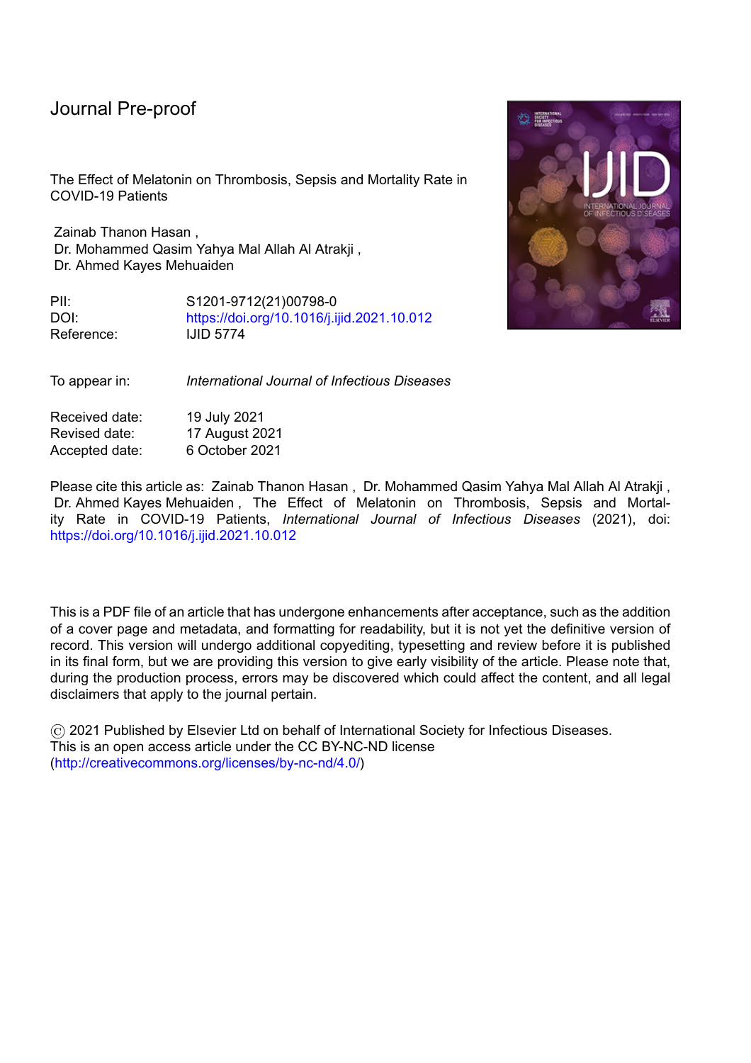Journal Pre-proof

The Effect of Melatonin on Thrombosis, Sepsis and Mortality Rate in COVID-19 Patients

Zainab Thanon Hasan ,
Dr. Mohammed Qasim Yahya Mal Allah Al Atrakji ,
Dr. Ahmed Kayes Mehuaiden

PII: S1201-9712(21)00798-0
DOI: https://doi.org/10.1016/j.ijid.2021.10.012
Reference: IJID 5774

To appear in: *International Journal of Infectious Diseases*

Received date: 19 July 2021
Revised date: 17 August 2021
Accepted date: 6 October 2021

Please cite this article as: Zainab Thanon Hasan , Dr. Mohammed Qasim Yahya Mal Allah Al Atrakji , Dr. Ahmed Kayes Mehuaiden , The Effect of Melatonin on Thrombosis, Sepsis and Mortality Rate in COVID-19 Patients, *International Journal of Infectious Diseases* (2021), doi: https://doi.org/10.1016/j.ijid.2021.10.012

This is a PDF file of an article that has undergone enhancements after acceptance, such as the addition of a cover page and metadata, and formatting for readability, but it is not yet the definitive version of record. This version will undergo additional copyediting, typesetting and review before it is published in its final form, but we are providing this version to give early visibility of the article. Please note that, during the production process, errors may be discovered which could affect the content, and all legal disclaimers that apply to the journal pertain.

© 2021 Published by Elsevier Ltd on behalf of International Society for Infectious Diseases.
This is an open access article under the CC BY-NC-ND license
(http://creativecommons.org/licenses/by-nc-nd/4.0/)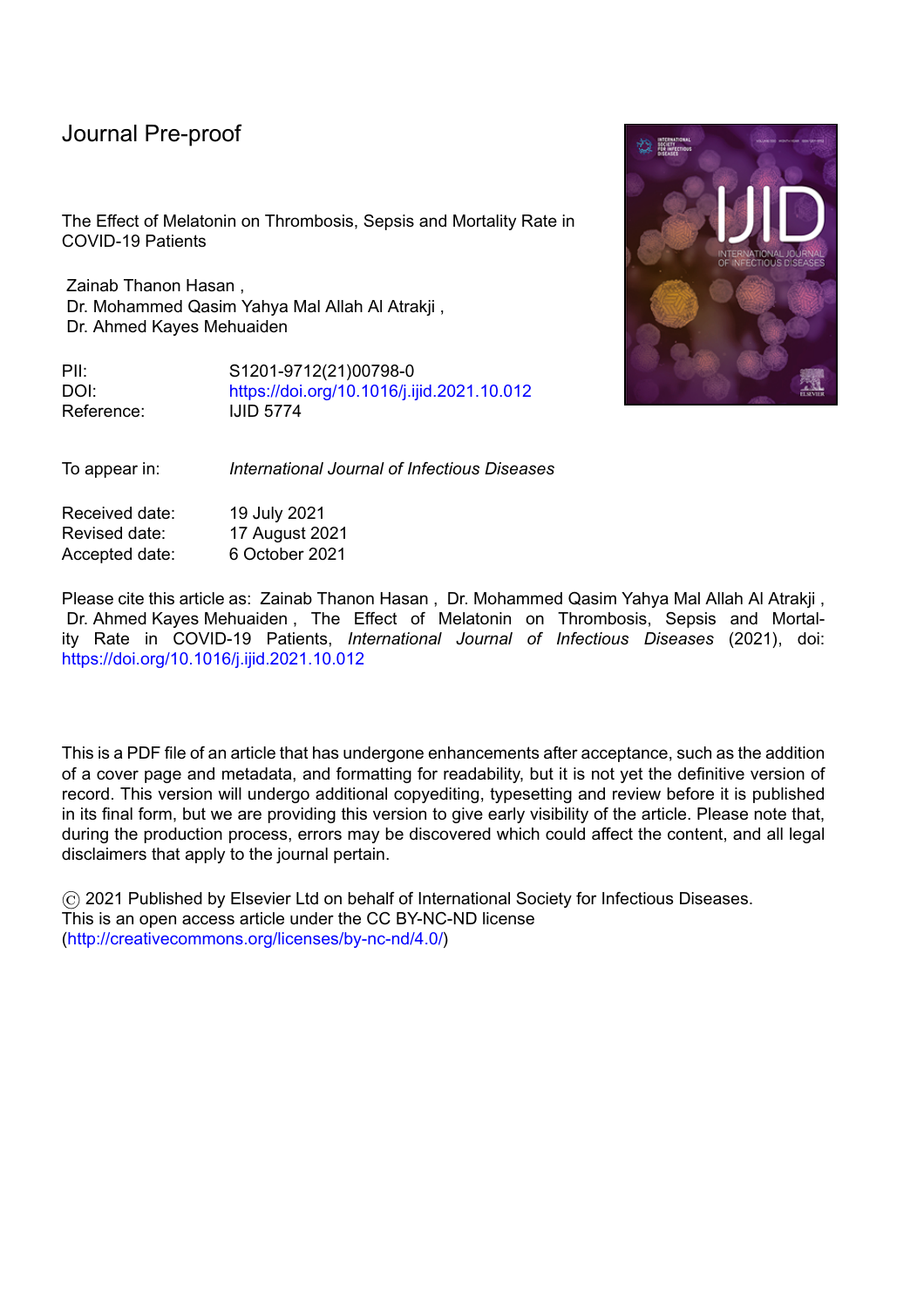Journal Pre-proof

The Effect of Melatonin on Thrombosis, Sepsis and Mortality Rate in COVID-19 Patients

Zainab Thanon Hasan ,
Dr. Mohammed Qasim Yahya Mal Allah Al Atrakji ,
Dr. Ahmed Kayes Mehuaiden

PII: S1201-9712(21)00798-0
DOI: https://doi.org/10.1016/j.ijid.2021.10.012
Reference: IJID 5774

To appear in: *International Journal of Infectious Diseases*

Received date: 19 July 2021
Revised date: 17 August 2021
Accepted date: 6 October 2021

Please cite this article as: Zainab Thanon Hasan , Dr. Mohammed Qasim Yahya Mal Allah Al Atrakji , Dr. Ahmed Kayes Mehuaiden , The Effect of Melatonin on Thrombosis, Sepsis and Mortality Rate in COVID-19 Patients, *International Journal of Infectious Diseases* (2021), doi: https://doi.org/10.1016/j.ijid.2021.10.012

This is a PDF file of an article that has undergone enhancements after acceptance, such as the addition of a cover page and metadata, and formatting for readability, but it is not yet the definitive version of record. This version will undergo additional copyediting, typesetting and review before it is published in its final form, but we are providing this version to give early visibility of the article. Please note that, during the production process, errors may be discovered which could affect the content, and all legal disclaimers that apply to the journal pertain.

© 2021 Published by Elsevier Ltd on behalf of International Society for Infectious Diseases.
This is an open access article under the CC BY-NC-ND license
(http://creativecommons.org/licenses/by-nc-nd/4.0/)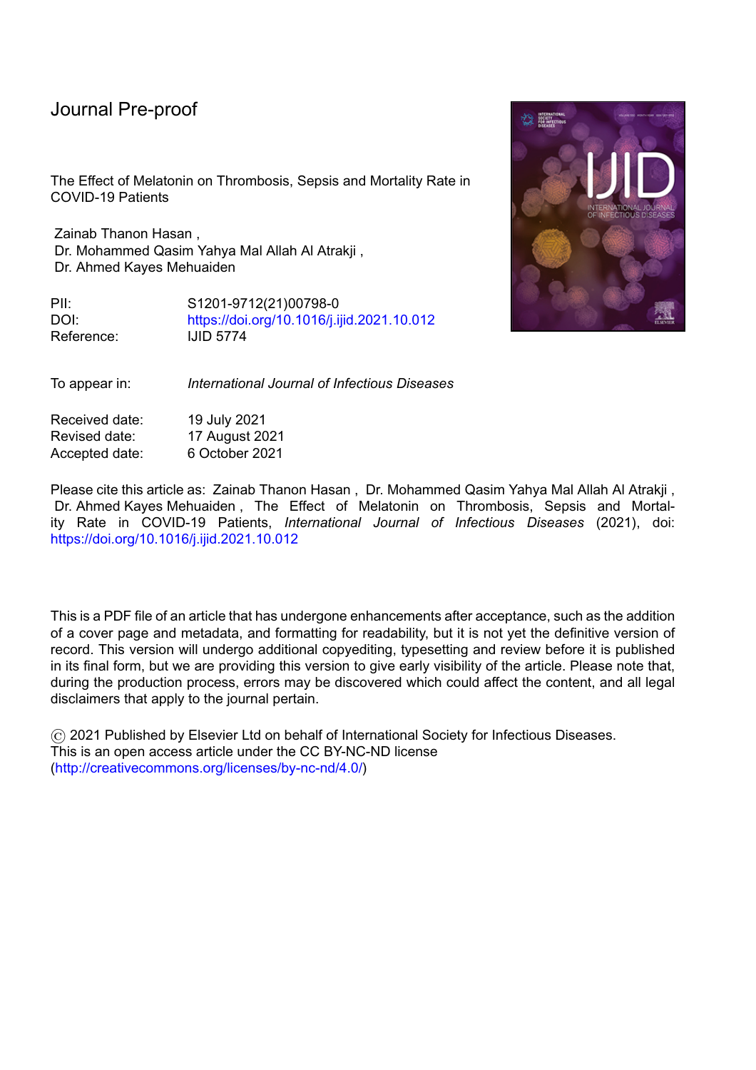Journal Pre-proof

The Effect of Melatonin on Thrombosis, Sepsis and Mortality Rate in COVID-19 Patients

Zainab Thanon Hasan ,
Dr. Mohammed Qasim Yahya Mal Allah Al Atrakji ,
Dr. Ahmed Kayes Mehuaiden

PII: S1201-9712(21)00798-0
DOI: https://doi.org/10.1016/j.ijid.2021.10.012
Reference: IJID 5774

To appear in: *International Journal of Infectious Diseases*

Received date: 19 July 2021
Revised date: 17 August 2021
Accepted date: 6 October 2021

Please cite this article as: Zainab Thanon Hasan , Dr. Mohammed Qasim Yahya Mal Allah Al Atrakji , Dr. Ahmed Kayes Mehuaiden , The Effect of Melatonin on Thrombosis, Sepsis and Mortality Rate in COVID-19 Patients, *International Journal of Infectious Diseases* (2021), doi: https://doi.org/10.1016/j.ijid.2021.10.012

This is a PDF file of an article that has undergone enhancements after acceptance, such as the addition of a cover page and metadata, and formatting for readability, but it is not yet the definitive version of record. This version will undergo additional copyediting, typesetting and review before it is published in its final form, but we are providing this version to give early visibility of the article. Please note that, during the production process, errors may be discovered which could affect the content, and all legal disclaimers that apply to the journal pertain.

© 2021 Published by Elsevier Ltd on behalf of International Society for Infectious Diseases.
This is an open access article under the CC BY-NC-ND license
(http://creativecommons.org/licenses/by-nc-nd/4.0/)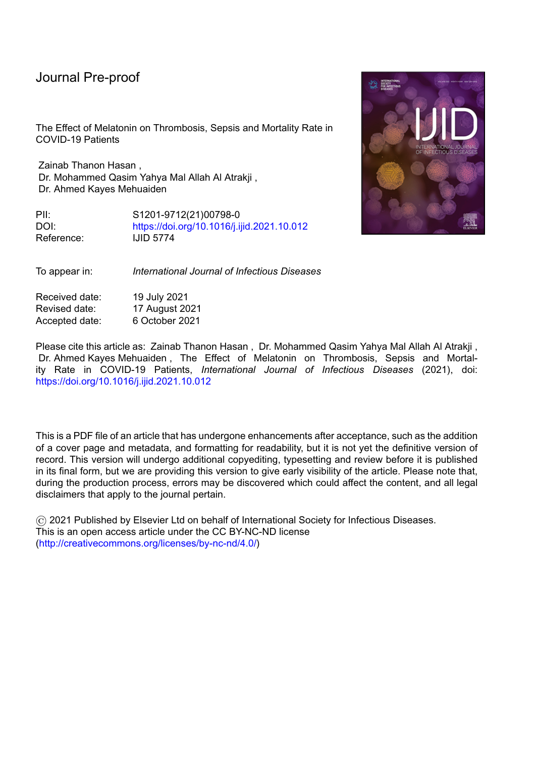Journal Pre-proof

The Effect of Melatonin on Thrombosis, Sepsis and Mortality Rate in COVID-19 Patients

Zainab Thanon Hasan ,
Dr. Mohammed Qasim Yahya Mal Allah Al Atrakji ,
Dr. Ahmed Kayes Mehuaiden

PII: S1201-9712(21)00798-0
DOI: https://doi.org/10.1016/j.ijid.2021.10.012
Reference: IJID 5774

To appear in: *International Journal of Infectious Diseases*

Received date: 19 July 2021
Revised date: 17 August 2021
Accepted date: 6 October 2021

Please cite this article as: Zainab Thanon Hasan , Dr. Mohammed Qasim Yahya Mal Allah Al Atrakji , Dr. Ahmed Kayes Mehuaiden , The Effect of Melatonin on Thrombosis, Sepsis and Mortality Rate in COVID-19 Patients, *International Journal of Infectious Diseases* (2021), doi: https://doi.org/10.1016/j.ijid.2021.10.012

This is a PDF file of an article that has undergone enhancements after acceptance, such as the addition of a cover page and metadata, and formatting for readability, but it is not yet the definitive version of record. This version will undergo additional copyediting, typesetting and review before it is published in its final form, but we are providing this version to give early visibility of the article. Please note that, during the production process, errors may be discovered which could affect the content, and all legal disclaimers that apply to the journal pertain.

© 2021 Published by Elsevier Ltd on behalf of International Society for Infectious Diseases. This is an open access article under the CC BY-NC-ND license (http://creativecommons.org/licenses/by-nc-nd/4.0/)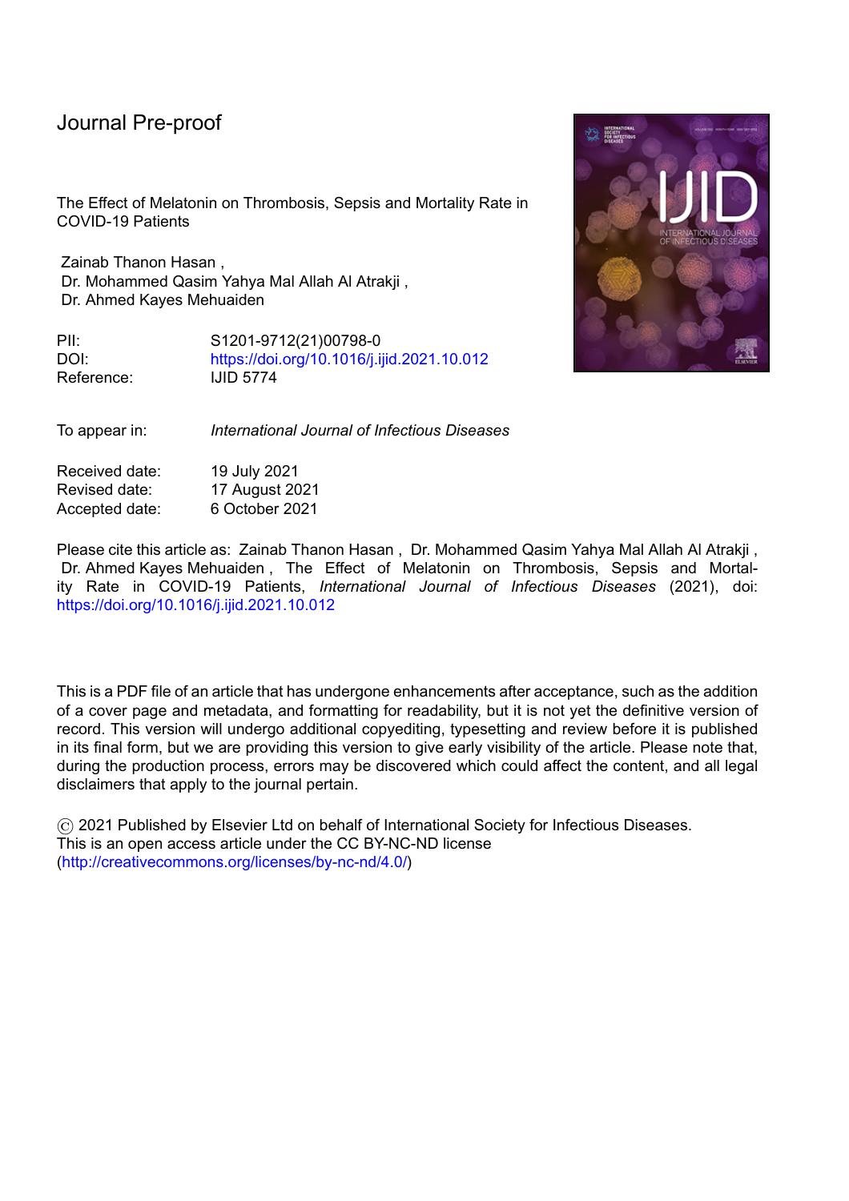Journal Pre-proof

The Effect of Melatonin on Thrombosis, Sepsis and Mortality Rate in COVID-19 Patients

Zainab Thanon Hasan , Dr. Mohammed Qasim Yahya Mal Allah Al Atrakji , Dr. Ahmed Kayes Mehuaiden

PII: S1201-9712(21)00798-0
DOI: https://doi.org/10.1016/j.ijid.2021.10.012
Reference: IJID 5774

To appear in: *International Journal of Infectious Diseases*

Received date: 19 July 2021
Revised date: 17 August 2021
Accepted date: 6 October 2021

Please cite this article as: Zainab Thanon Hasan , Dr. Mohammed Qasim Yahya Mal Allah Al Atrakji , Dr. Ahmed Kayes Mehuaiden , The Effect of Melatonin on Thrombosis, Sepsis and Mortality Rate in COVID-19 Patients, *International Journal of Infectious Diseases* (2021), doi: https://doi.org/10.1016/j.ijid.2021.10.012

This is a PDF file of an article that has undergone enhancements after acceptance, such as the addition of a cover page and metadata, and formatting for readability, but it is not yet the definitive version of record. This version will undergo additional copyediting, typesetting and review before it is published in its final form, but we are providing this version to give early visibility of the article. Please note that, during the production process, errors may be discovered which could affect the content, and all legal disclaimers that apply to the journal pertain.

© 2021 Published by Elsevier Ltd on behalf of International Society for Infectious Diseases. This is an open access article under the CC BY-NC-ND license (http://creativecommons.org/licenses/by-nc-nd/4.0/)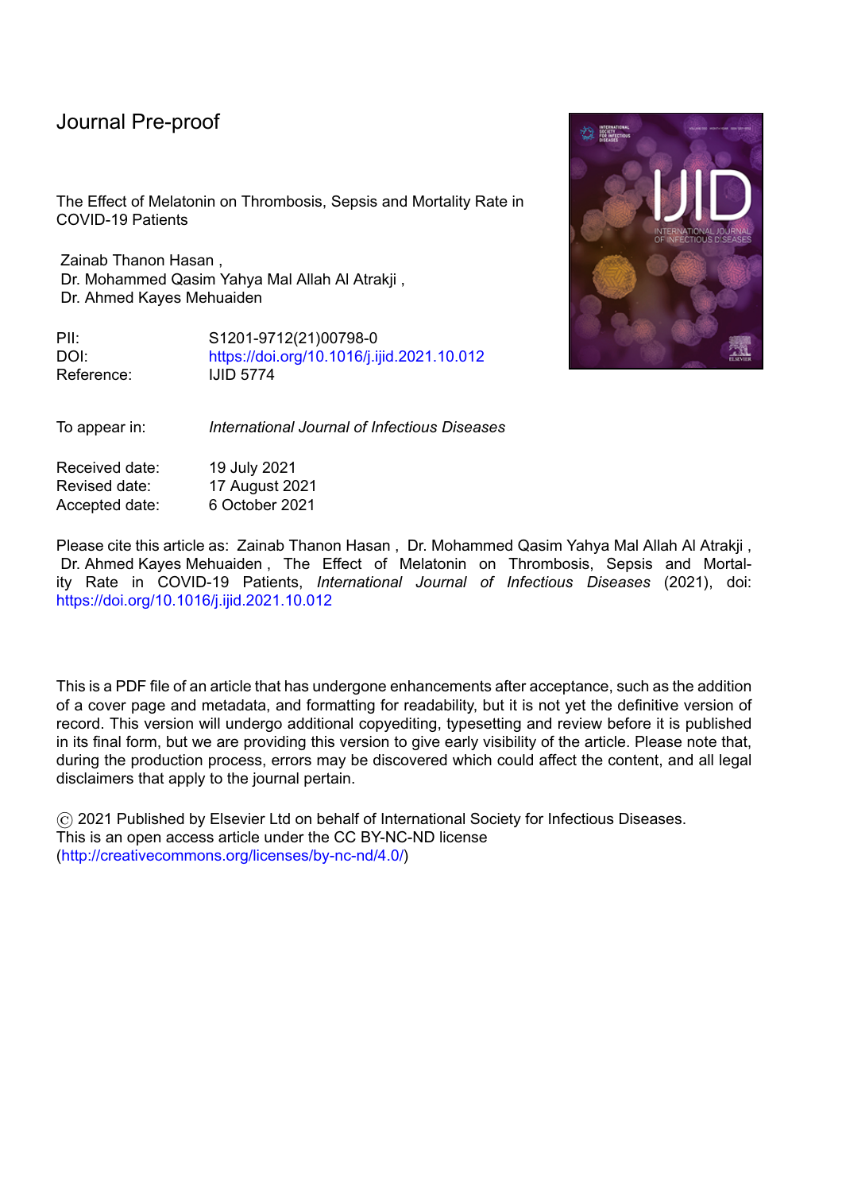Journal Pre-proof

The Effect of Melatonin on Thrombosis, Sepsis and Mortality Rate in COVID-19 Patients

Zainab Thanon Hasan ,
Dr. Mohammed Qasim Yahya Mal Allah Al Atrakji ,
Dr. Ahmed Kayes Mehuaiden

PII: S1201-9712(21)00798-0
DOI: https://doi.org/10.1016/j.ijid.2021.10.012
Reference: IJID 5774

To appear in: *International Journal of Infectious Diseases*

Received date: 19 July 2021
Revised date: 17 August 2021
Accepted date: 6 October 2021

Please cite this article as: Zainab Thanon Hasan , Dr. Mohammed Qasim Yahya Mal Allah Al Atrakji , Dr. Ahmed Kayes Mehuaiden , The Effect of Melatonin on Thrombosis, Sepsis and Mortality Rate in COVID-19 Patients, *International Journal of Infectious Diseases* (2021), doi: https://doi.org/10.1016/j.ijid.2021.10.012

This is a PDF file of an article that has undergone enhancements after acceptance, such as the addition of a cover page and metadata, and formatting for readability, but it is not yet the definitive version of record. This version will undergo additional copyediting, typesetting and review before it is published in its final form, but we are providing this version to give early visibility of the article. Please note that, during the production process, errors may be discovered which could affect the content, and all legal disclaimers that apply to the journal pertain.

© 2021 Published by Elsevier Ltd on behalf of International Society for Infectious Diseases.
This is an open access article under the CC BY-NC-ND license
(http://creativecommons.org/licenses/by-nc-nd/4.0/)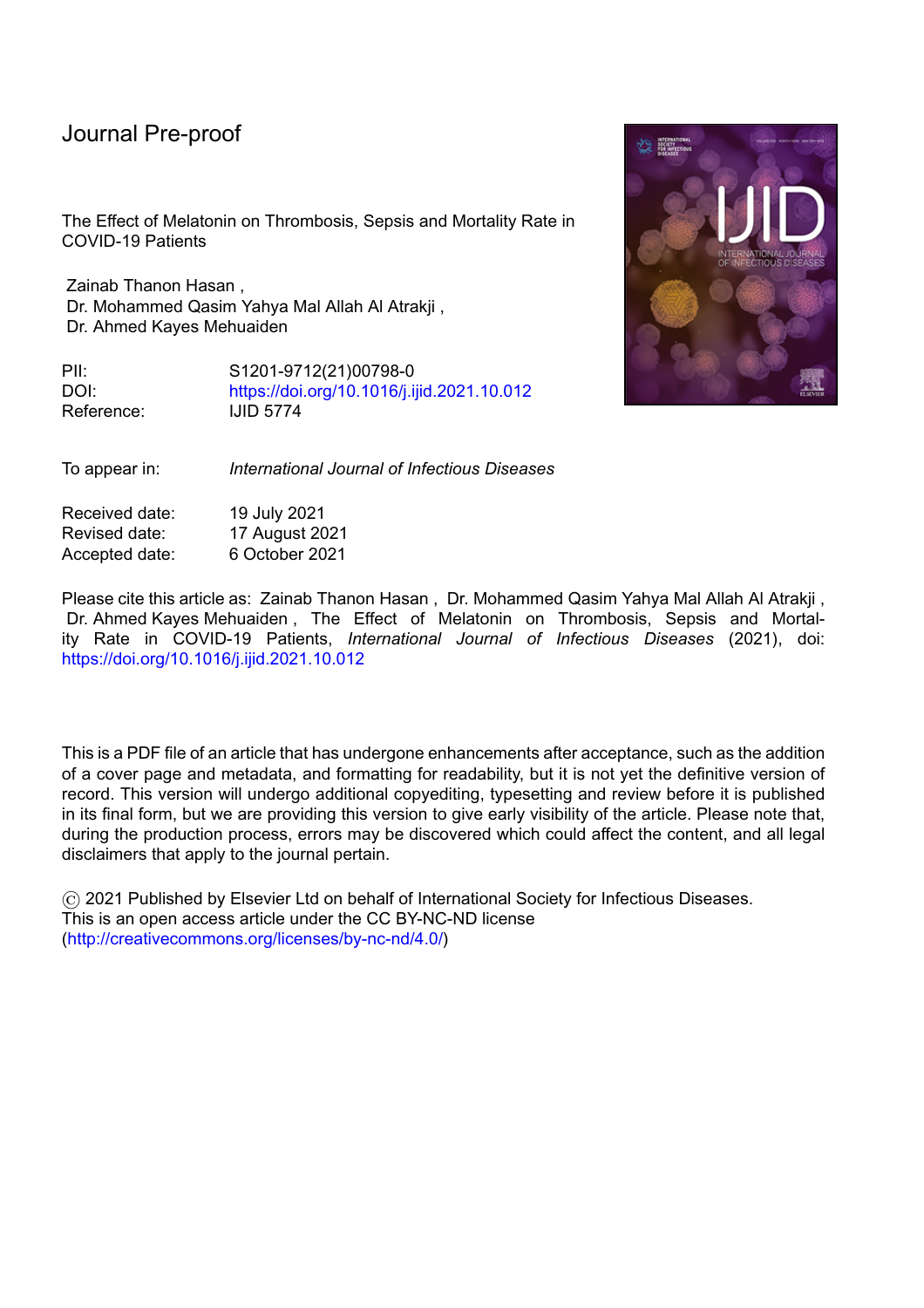Journal Pre-proof

The Effect of Melatonin on Thrombosis, Sepsis and Mortality Rate in COVID-19 Patients

Zainab Thanon Hasan ,
Dr. Mohammed Qasim Yahya Mal Allah Al Atrakji ,
Dr. Ahmed Kayes Mehuaiden

PII: S1201-9712(21)00798-0
DOI: https://doi.org/10.1016/j.ijid.2021.10.012
Reference: IJID 5774

To appear in: *International Journal of Infectious Diseases*

Received date: 19 July 2021
Revised date: 17 August 2021
Accepted date: 6 October 2021

Please cite this article as: Zainab Thanon Hasan , Dr. Mohammed Qasim Yahya Mal Allah Al Atrakji , Dr. Ahmed Kayes Mehuaiden , The Effect of Melatonin on Thrombosis, Sepsis and Mortality Rate in COVID-19 Patients, *International Journal of Infectious Diseases* (2021), doi: https://doi.org/10.1016/j.ijid.2021.10.012

This is a PDF file of an article that has undergone enhancements after acceptance, such as the addition of a cover page and metadata, and formatting for readability, but it is not yet the definitive version of record. This version will undergo additional copyediting, typesetting and review before it is published in its final form, but we are providing this version to give early visibility of the article. Please note that, during the production process, errors may be discovered which could affect the content, and all legal disclaimers that apply to the journal pertain.

© 2021 Published by Elsevier Ltd on behalf of International Society for Infectious Diseases.
This is an open access article under the CC BY-NC-ND license
(http://creativecommons.org/licenses/by-nc-nd/4.0/)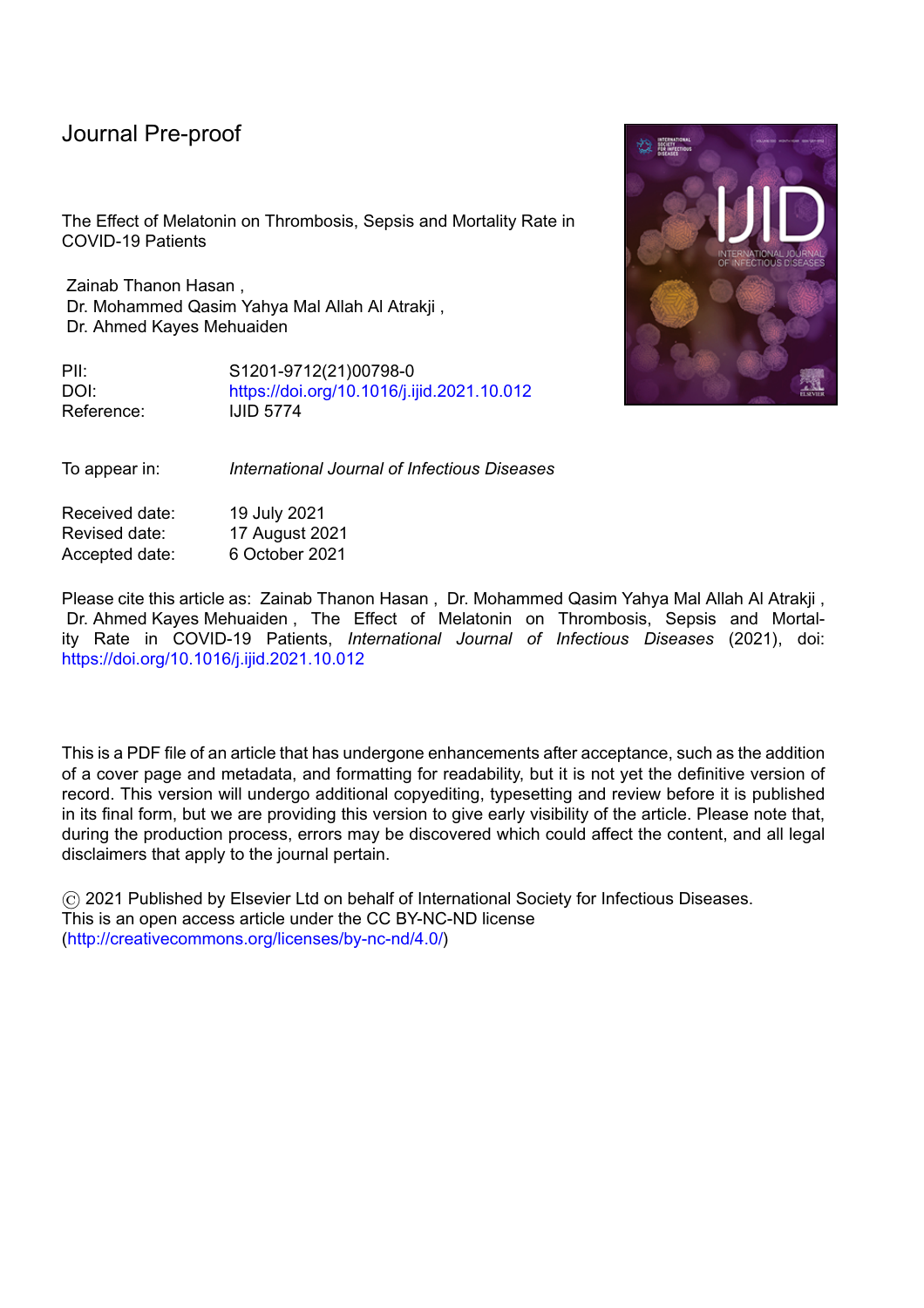Journal Pre-proof

The Effect of Melatonin on Thrombosis, Sepsis and Mortality Rate in COVID-19 Patients

Zainab Thanon Hasan ,
Dr. Mohammed Qasim Yahya Mal Allah Al Atrakji ,
Dr. Ahmed Kayes Mehuaiden

PII: S1201-9712(21)00798-0
DOI: https://doi.org/10.1016/j.ijid.2021.10.012
Reference: IJID 5774

To appear in: *International Journal of Infectious Diseases*

Received date: 19 July 2021
Revised date: 17 August 2021
Accepted date: 6 October 2021

Please cite this article as: Zainab Thanon Hasan , Dr. Mohammed Qasim Yahya Mal Allah Al Atrakji , Dr. Ahmed Kayes Mehuaiden , The Effect of Melatonin on Thrombosis, Sepsis and Mortality Rate in COVID-19 Patients, *International Journal of Infectious Diseases* (2021), doi: https://doi.org/10.1016/j.ijid.2021.10.012

This is a PDF file of an article that has undergone enhancements after acceptance, such as the addition of a cover page and metadata, and formatting for readability, but it is not yet the definitive version of record. This version will undergo additional copyediting, typesetting and review before it is published in its final form, but we are providing this version to give early visibility of the article. Please note that, during the production process, errors may be discovered which could affect the content, and all legal disclaimers that apply to the journal pertain.

© 2021 Published by Elsevier Ltd on behalf of International Society for Infectious Diseases.
This is an open access article under the CC BY-NC-ND license
(http://creativecommons.org/licenses/by-nc-nd/4.0/)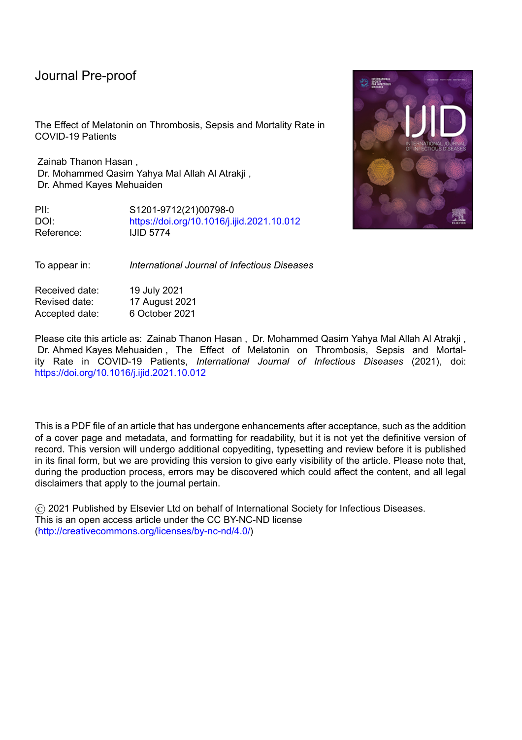Journal Pre-proof

The Effect of Melatonin on Thrombosis, Sepsis and Mortality Rate in COVID-19 Patients

Zainab Thanon Hasan ,
Dr. Mohammed Qasim Yahya Mal Allah Al Atrakji ,
Dr. Ahmed Kayes Mehuaiden

| | |
|---|---|
| PII: | S1201-9712(21)00798-0 |
| DOI: | https://doi.org/10.1016/j.ijid.2021.10.012 |
| Reference: | IJID 5774 |

| | |
|---|---|
| To appear in: | *International Journal of Infectious Diseases* |

| | |
|---|---|
| Received date: | 19 July 2021 |
| Revised date: | 17 August 2021 |
| Accepted date: | 6 October 2021 |

Please cite this article as: Zainab Thanon Hasan , Dr. Mohammed Qasim Yahya Mal Allah Al Atrakji , Dr. Ahmed Kayes Mehuaiden , The Effect of Melatonin on Thrombosis, Sepsis and Mortality Rate in COVID-19 Patients, *International Journal of Infectious Diseases* (2021), doi: https://doi.org/10.1016/j.ijid.2021.10.012

This is a PDF file of an article that has undergone enhancements after acceptance, such as the addition of a cover page and metadata, and formatting for readability, but it is not yet the definitive version of record. This version will undergo additional copyediting, typesetting and review before it is published in its final form, but we are providing this version to give early visibility of the article. Please note that, during the production process, errors may be discovered which could affect the content, and all legal disclaimers that apply to the journal pertain.

© 2021 Published by Elsevier Ltd on behalf of International Society for Infectious Diseases.
This is an open access article under the CC BY-NC-ND license
(http://creativecommons.org/licenses/by-nc-nd/4.0/)